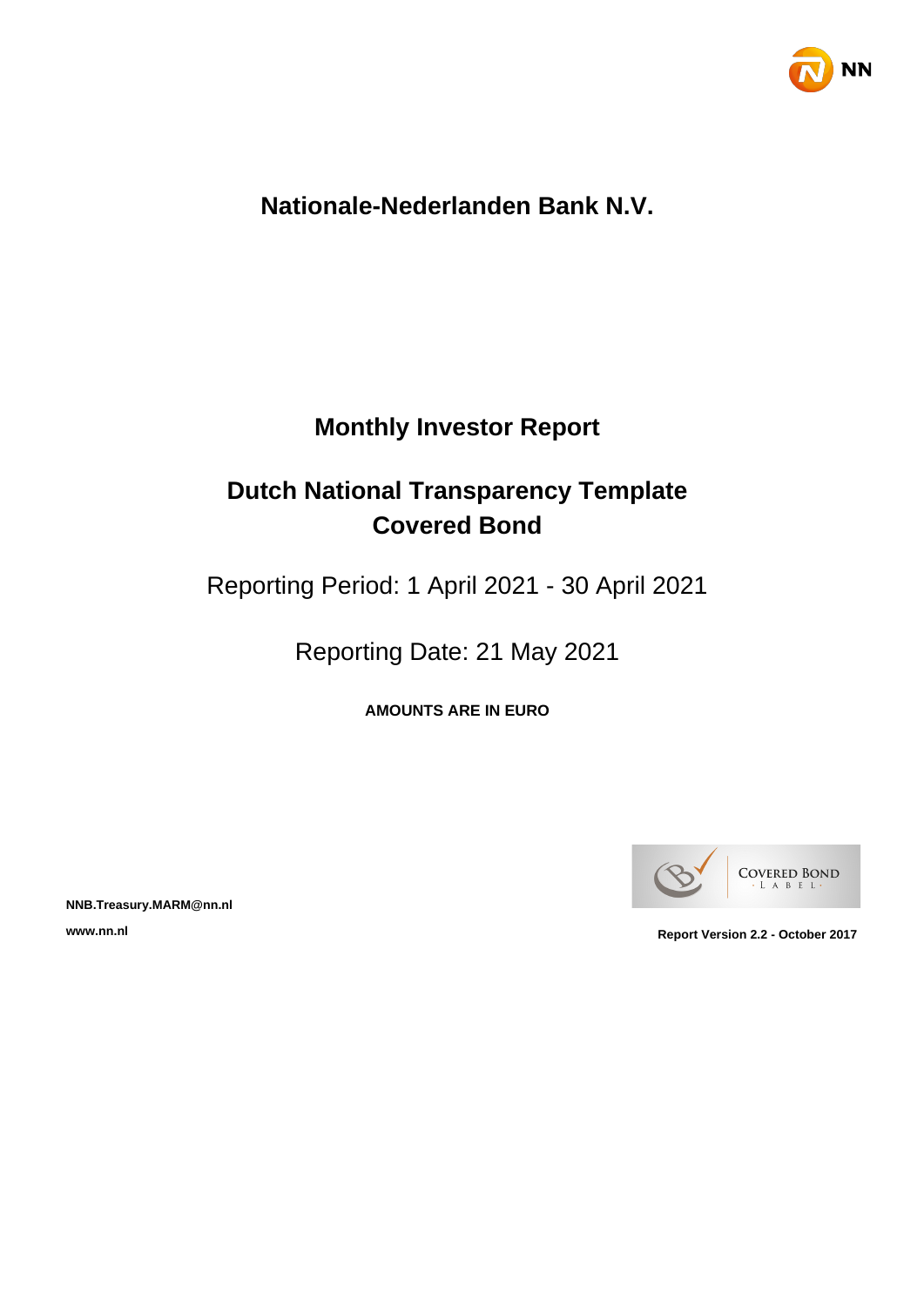# Nationale-Nederlanden Bank N.V.

## Monthly Investor Report

## Dutch National Transparency Template Covered Bond

Reporting Period: 1 April 2021 - 30 April 2021

Reporting Date: 21 May 2021

**AMOUNTS ARE IN EURO**

**NNB.Treasury.MARM@nn.nl**

**www.nn.nl**

**Report Version 2.2 - October 2017**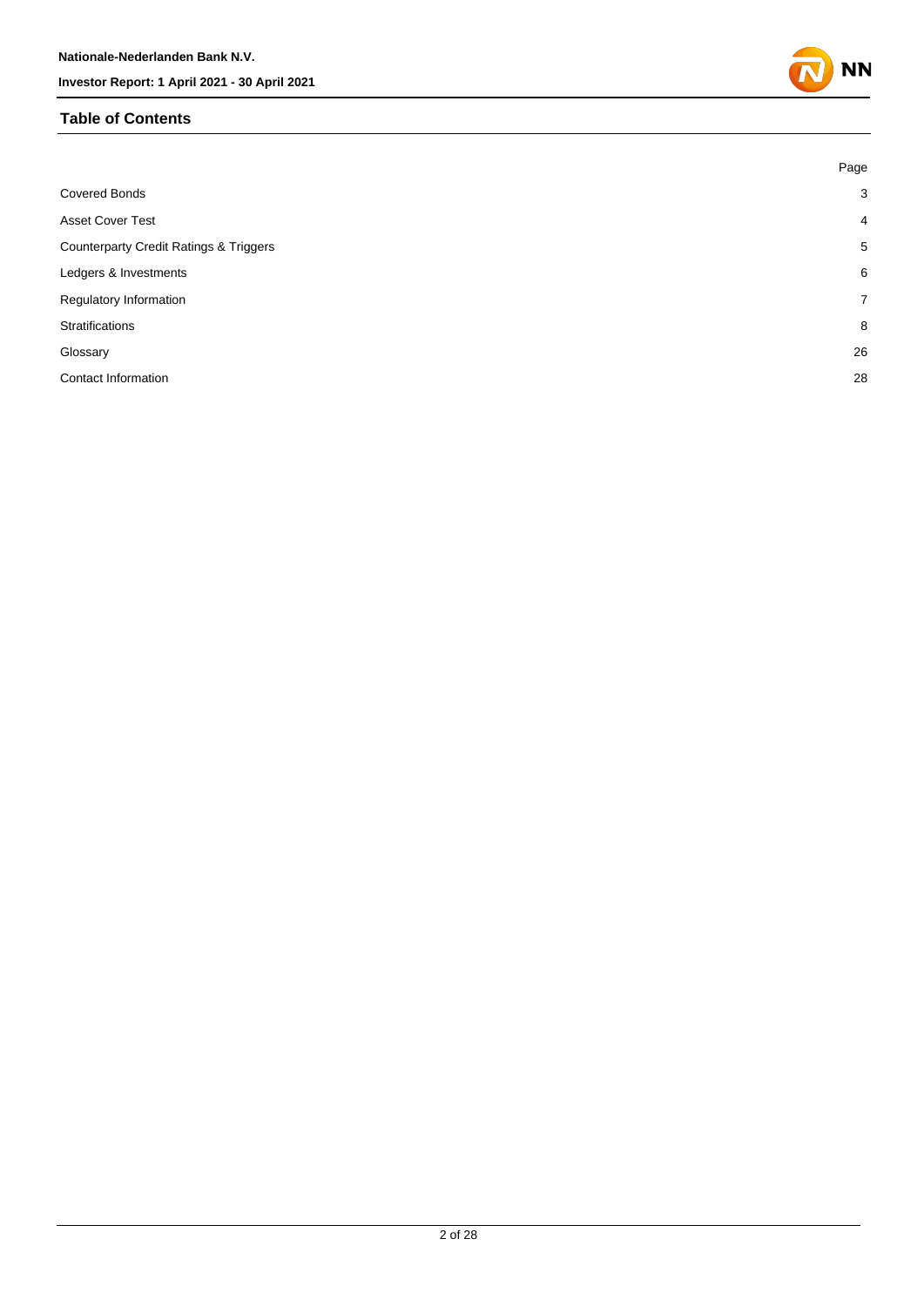## Table of Contents

| | Page |
|---|---|
| Covered Bonds | 3 |
| Asset Cover Test | 4 |
| Counterparty Credit Ratings & Triggers | 5 |
| Ledgers & Investments | 6 |
| Regulatory Information | 7 |
| Stratifications | 8 |
| Glossary | 26 |
| Contact Information | 28 |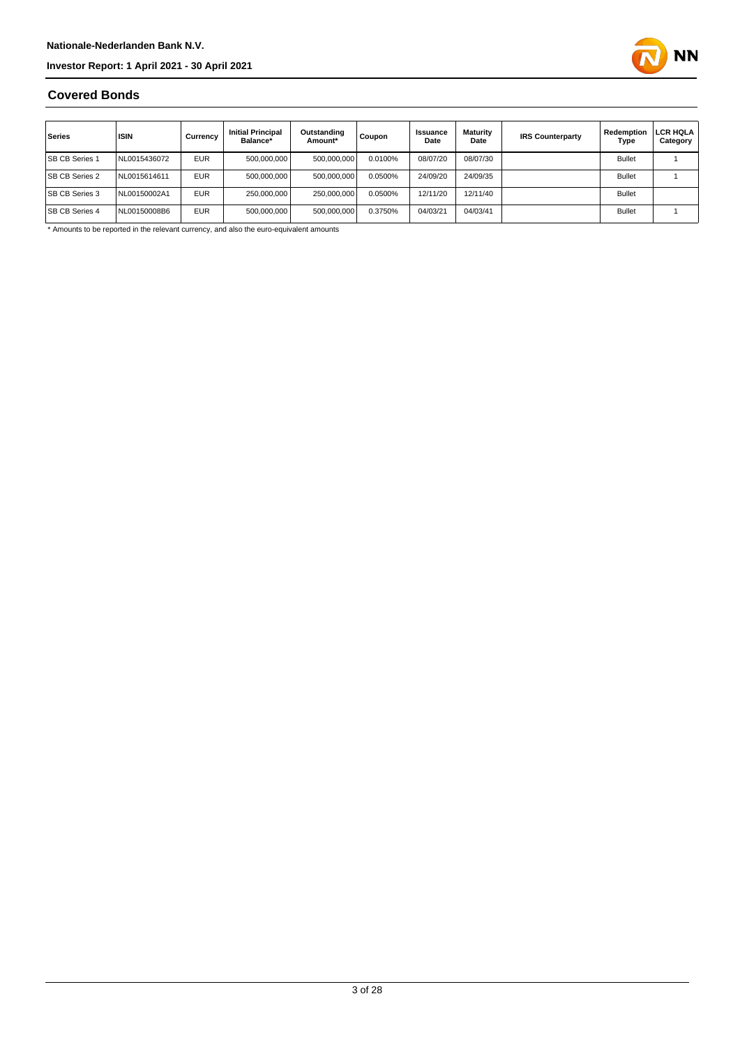## Covered Bonds

| Series | ISIN | Currency | Initial Principal Balance* | Outstanding Amount* | Coupon | Issuance Date | Maturity Date | IRS Counterparty | Redemption Type | LCR HQLA Category |
|---|---|---|---|---|---|---|---|---|---|---|
| SB CB Series 1 | NL0015436072 | EUR | 500,000,000 | 500,000,000 | 0.0100% | 08/07/20 | 08/07/30 | | Bullet | 1 |
| SB CB Series 2 | NL0015614611 | EUR | 500,000,000 | 500,000,000 | 0.0500% | 24/09/20 | 24/09/35 | | Bullet | 1 |
| SB CB Series 3 | NL00150002A1 | EUR | 250,000,000 | 250,000,000 | 0.0500% | 12/11/20 | 12/11/40 | | Bullet | |
| SB CB Series 4 | NL00150008B6 | EUR | 500,000,000 | 500,000,000 | 0.3750% | 04/03/21 | 04/03/41 | | Bullet | 1 |

* Amounts to be reported in the relevant currency, and also the euro-equivalent amounts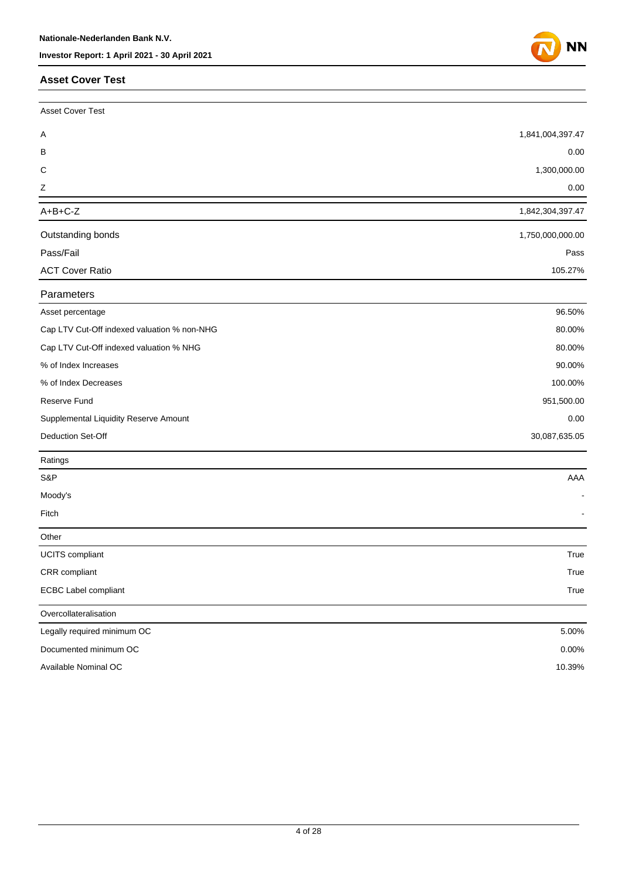## Asset Cover Test

| Asset Cover Test | |
|---|---|
| A | 1,841,004,397.47 |
| B | 0.00 |
| C | 1,300,000.00 |
| Z | 0.00 |
| A+B+C-Z | 1,842,304,397.47 |
| Outstanding bonds | 1,750,000,000.00 |
| Pass/Fail | Pass |
| ACT Cover Ratio | 105.27% |

| Parameters | |
|---|---|
| Asset percentage | 96.50% |
| Cap LTV Cut-Off indexed valuation % non-NHG | 80.00% |
| Cap LTV Cut-Off indexed valuation % NHG | 80.00% |
| % of Index Increases | 90.00% |
| % of Index Decreases | 100.00% |
| Reserve Fund | 951,500.00 |
| Supplemental Liquidity Reserve Amount | 0.00 |
| Deduction Set-Off | 30,087,635.05 |

| Ratings | |
|---|---|
| S&P | AAA |
| Moody's | - |
| Fitch | - |

| Other | |
|---|---|
| UCITS compliant | True |
| CRR compliant | True |
| ECBC Label compliant | True |

| Overcollateralisation | |
|---|---|
| Legally required minimum OC | 5.00% |
| Documented minimum OC | 0.00% |
| Available Nominal OC | 10.39% |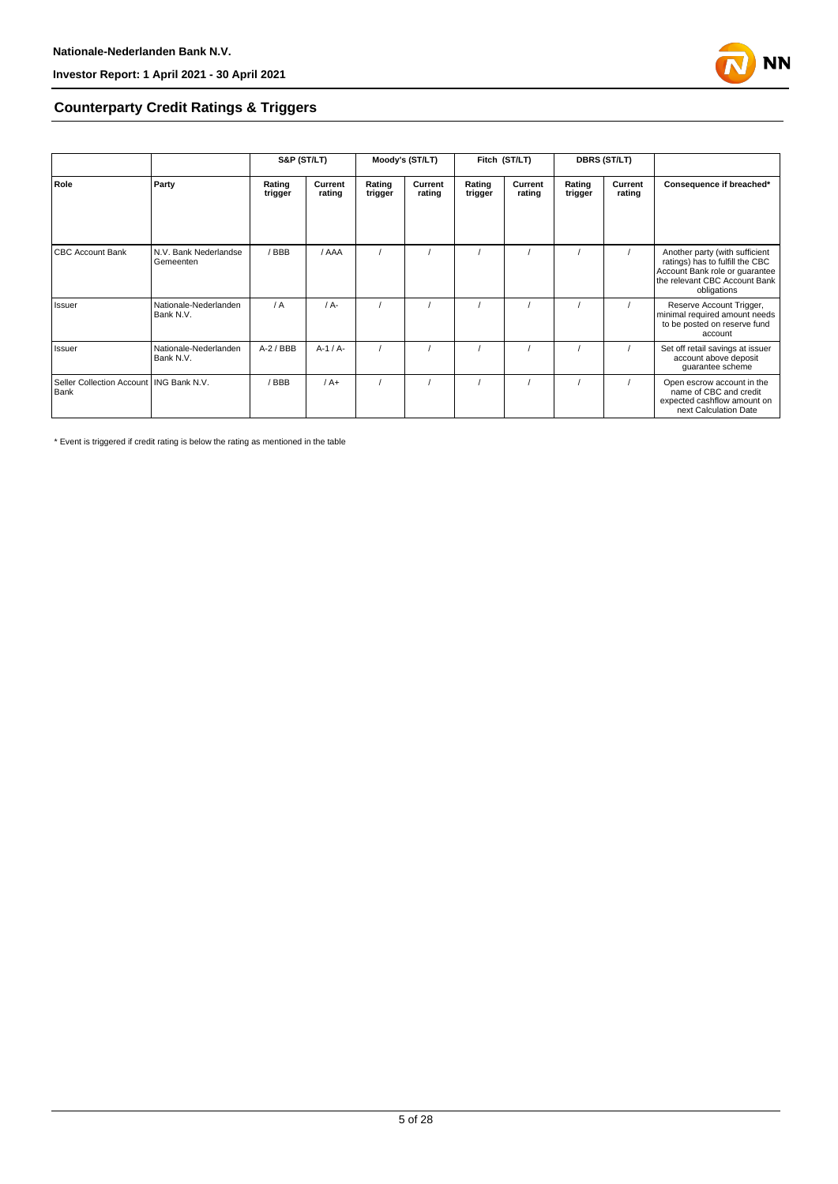## Counterparty Credit Ratings & Triggers

| | | S&P (ST/LT) | | Moody's (ST/LT) | | Fitch (ST/LT) | | DBRS (ST/LT) | | |
|---|---|---|---|---|---|---|---|---|---|---|
| **Role** | **Party** | **Rating trigger** | **Current rating** | **Rating trigger** | **Current rating** | **Rating trigger** | **Current rating** | **Rating trigger** | **Current rating** | **Consequence if breached*** |
| CBC Account Bank | N.V. Bank Nederlandse Gemeenten | / BBB | / AAA | / | / | / | / | / | / | Another party (with sufficient ratings) has to fulfill the CBC Account Bank role or guarantee the relevant CBC Account Bank obligations |
| Issuer | Nationale-Nederlanden Bank N.V. | / A | / A- | / | / | / | / | / | / | Reserve Account Trigger, minimal required amount needs to be posted on reserve fund account |
| Issuer | Nationale-Nederlanden Bank N.V. | A-2 / BBB | A-1 / A- | / | / | / | / | / | / | Set off retail savings at issuer account above deposit guarantee scheme |
| Seller Collection Account Bank | ING Bank N.V. | / BBB | / A+ | / | / | / | / | / | / | Open escrow account in the name of CBC and credit expected cashflow amount on next Calculation Date |

* Event is triggered if credit rating is below the rating as mentioned in the table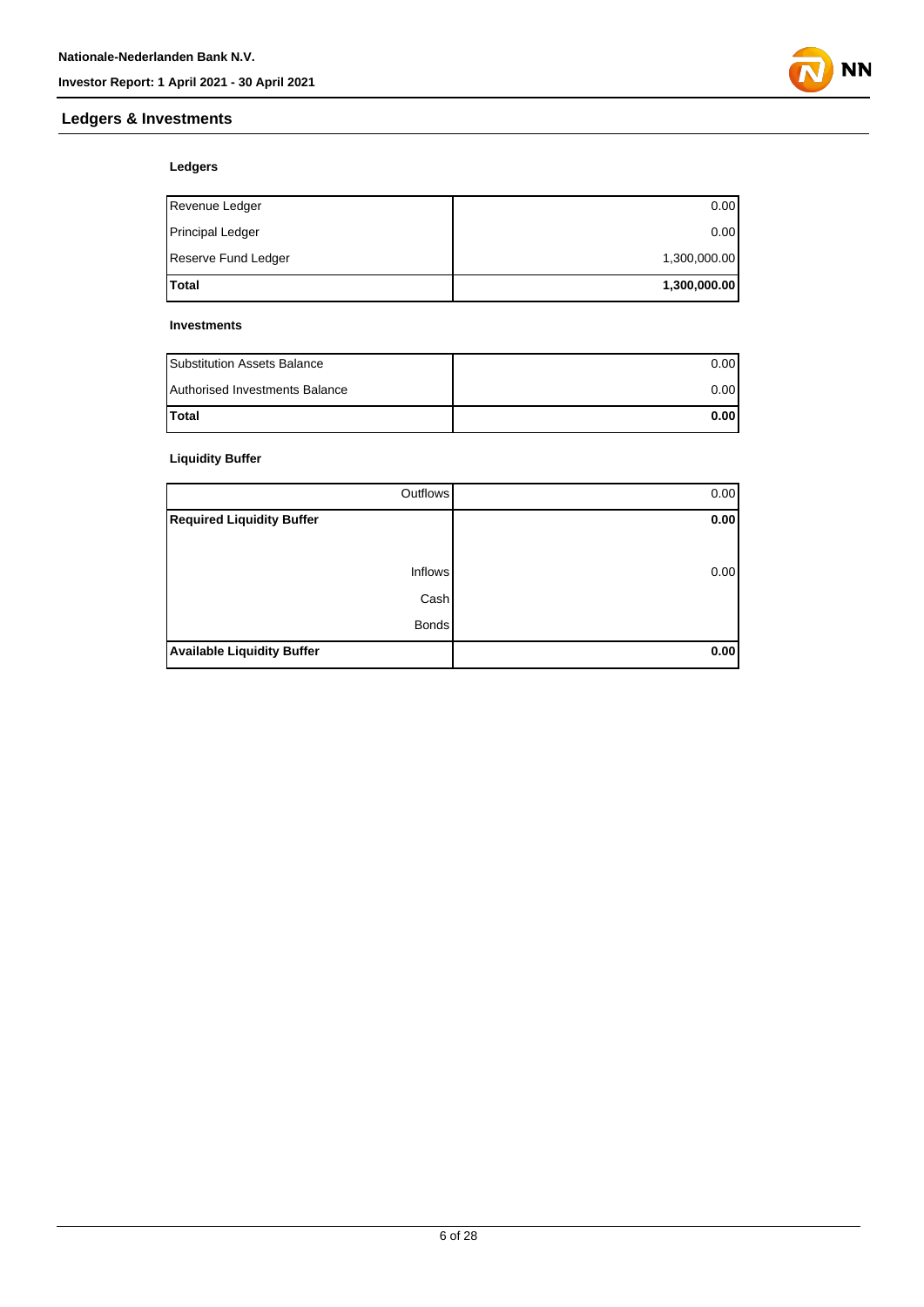## Ledgers & Investments

### Ledgers

| | |
|---|---:|
| Revenue Ledger | 0.00 |
| Principal Ledger | 0.00 |
| Reserve Fund Ledger | 1,300,000.00 |
| **Total** | **1,300,000.00** |

### Investments

| | |
|---|---:|
| Substitution Assets Balance | 0.00 |
| Authorised Investments Balance | 0.00 |
| **Total** | **0.00** |

### Liquidity Buffer

| | |
|---:|---:|
| Outflows | 0.00 |
| **Required Liquidity Buffer** | **0.00** |
| | |
| Inflows | 0.00 |
| Cash | |
| Bonds | |
| **Available Liquidity Buffer** | **0.00** |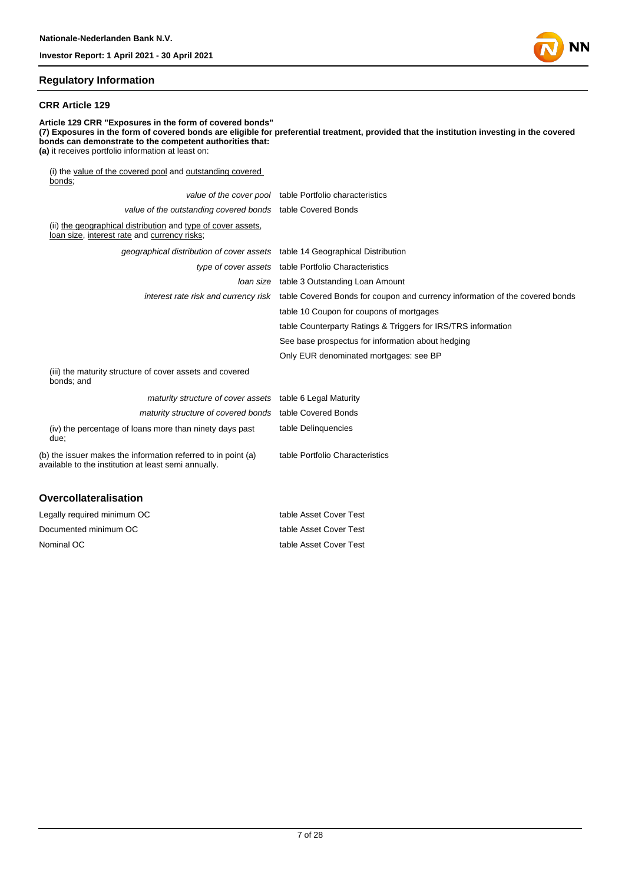## Regulatory Information

### CRR Article 129

**Article 129 CRR "Exposures in the form of covered bonds"**
**(7) Exposures in the form of covered bonds are eligible for preferential treatment, provided that the institution investing in the covered bonds can demonstrate to the competent authorities that:**
**(a)** it receives portfolio information at least on:

| | |
|---|---|
| (i) the value of the covered pool and outstanding covered bonds; | |
| *value of the cover pool* | table Portfolio characteristics |
| *value of the outstanding covered bonds* | table Covered Bonds |
| (ii) the geographical distribution and type of cover assets, loan size, interest rate and currency risks; | |
| *geographical distribution of cover assets* | table 14 Geographical Distribution |
| *type of cover assets* | table Portfolio Characteristics |
| *loan size* | table 3 Outstanding Loan Amount |
| *interest rate risk and currency risk* | table Covered Bonds for coupon and currency information of the covered bonds |
| | table 10 Coupon for coupons of mortgages |
| | table Counterparty Ratings & Triggers for IRS/TRS information |
| | See base prospectus for information about hedging |
| | Only EUR denominated mortgages: see BP |
| (iii) the maturity structure of cover assets and covered bonds; and | |
| *maturity structure of cover assets* | table 6 Legal Maturity |
| *maturity structure of covered bonds* | table Covered Bonds |
| (iv) the percentage of loans more than ninety days past due; | table Delinquencies |
| (b) the issuer makes the information referred to in point (a) available to the institution at least semi annually. | table Portfolio Characteristics |

## Overcollateralisation

| | |
|---|---|
| Legally required minimum OC | table Asset Cover Test |
| Documented minimum OC | table Asset Cover Test |
| Nominal OC | table Asset Cover Test |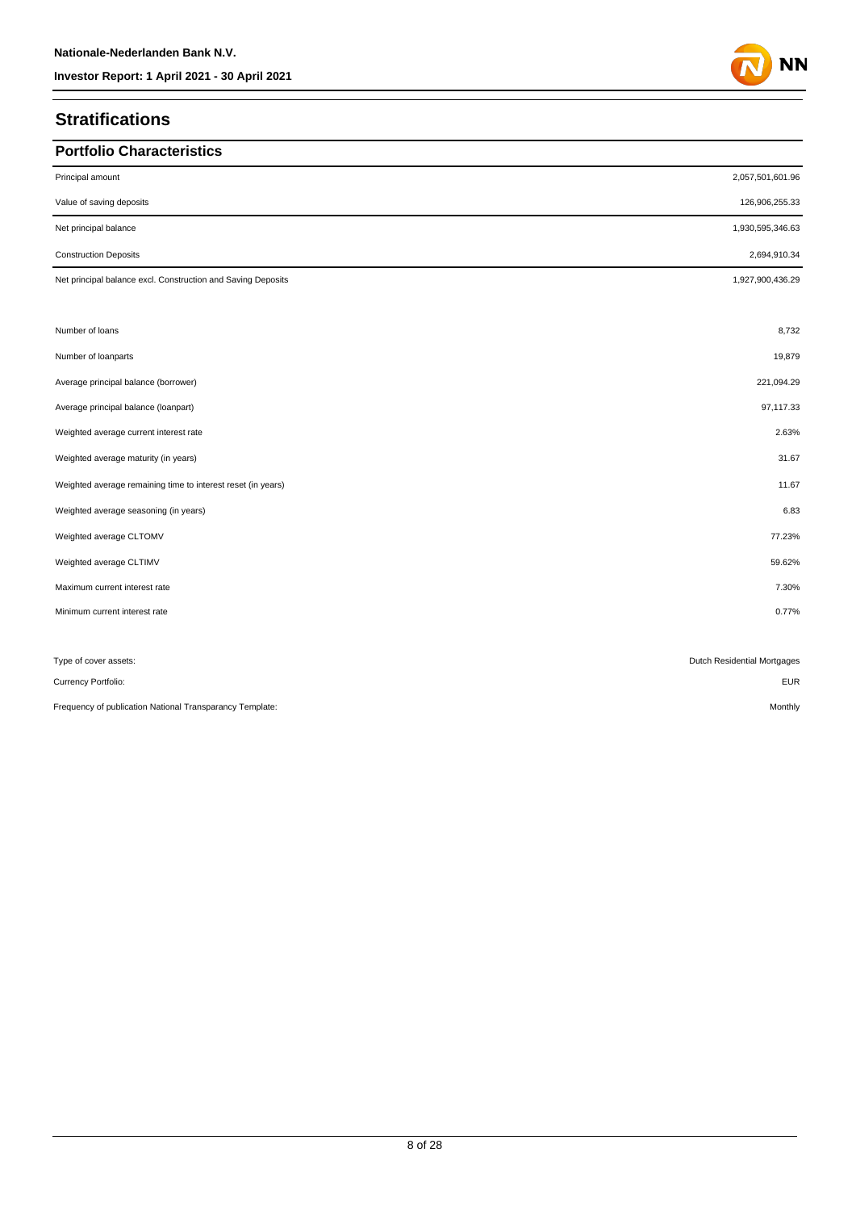# Stratifications

## Portfolio Characteristics

| | |
|---|---|
| Principal amount | 2,057,501,601.96 |
| Value of saving deposits | 126,906,255.33 |
| Net principal balance | 1,930,595,346.63 |
| Construction Deposits | 2,694,910.34 |
| Net principal balance excl. Construction and Saving Deposits | 1,927,900,436.29 |

| | |
|---|---|
| Number of loans | 8,732 |
| Number of loanparts | 19,879 |
| Average principal balance (borrower) | 221,094.29 |
| Average principal balance (loanpart) | 97,117.33 |
| Weighted average current interest rate | 2.63% |
| Weighted average maturity (in years) | 31.67 |
| Weighted average remaining time to interest reset (in years) | 11.67 |
| Weighted average seasoning (in years) | 6.83 |
| Weighted average CLTOMV | 77.23% |
| Weighted average CLTIMV | 59.62% |
| Maximum current interest rate | 7.30% |
| Minimum current interest rate | 0.77% |

| | |
|---|---|
| Type of cover assets: | Dutch Residential Mortgages |
| Currency Portfolio: | EUR |
| Frequency of publication National Transparancy Template: | Monthly |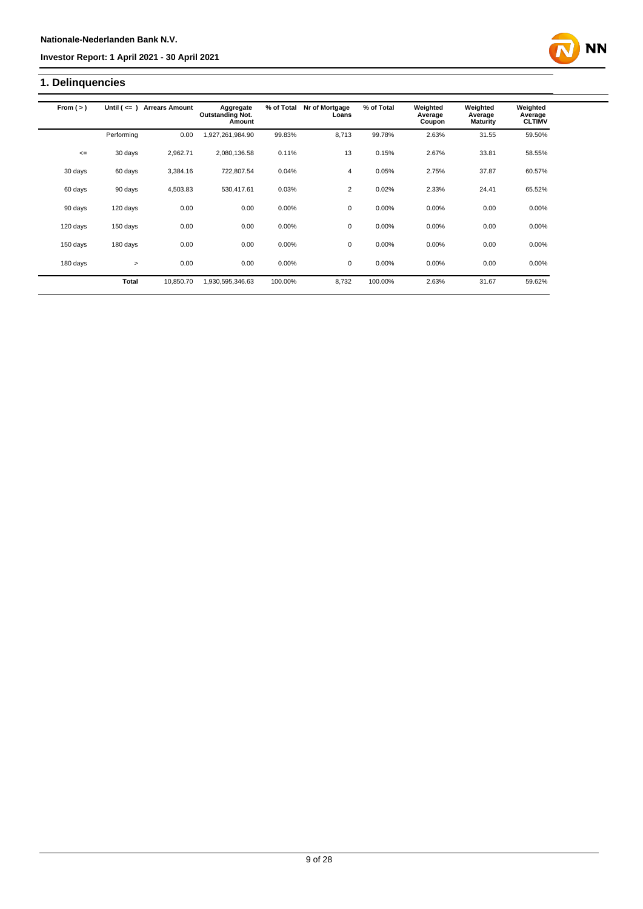## 1. Delinquencies

| From ( > ) | Until ( <= ) | Arrears Amount | Aggregate Outstanding Not. Amount | % of Total | Nr of Mortgage Loans | % of Total | Weighted Average Coupon | Weighted Average Maturity | Weighted Average CLTIMV |
|---|---|---|---|---|---|---|---|---|---|
| | Performing | 0.00 | 1,927,261,984.90 | 99.83% | 8,713 | 99.78% | 2.63% | 31.55 | 59.50% |
| <= | 30 days | 2,962.71 | 2,080,136.58 | 0.11% | 13 | 0.15% | 2.67% | 33.81 | 58.55% |
| 30 days | 60 days | 3,384.16 | 722,807.54 | 0.04% | 4 | 0.05% | 2.75% | 37.87 | 60.57% |
| 60 days | 90 days | 4,503.83 | 530,417.61 | 0.03% | 2 | 0.02% | 2.33% | 24.41 | 65.52% |
| 90 days | 120 days | 0.00 | 0.00 | 0.00% | 0 | 0.00% | 0.00% | 0.00 | 0.00% |
| 120 days | 150 days | 0.00 | 0.00 | 0.00% | 0 | 0.00% | 0.00% | 0.00 | 0.00% |
| 150 days | 180 days | 0.00 | 0.00 | 0.00% | 0 | 0.00% | 0.00% | 0.00 | 0.00% |
| 180 days | > | 0.00 | 0.00 | 0.00% | 0 | 0.00% | 0.00% | 0.00 | 0.00% |
| | **Total** | 10,850.70 | 1,930,595,346.63 | 100.00% | 8,732 | 100.00% | 2.63% | 31.67 | 59.62% |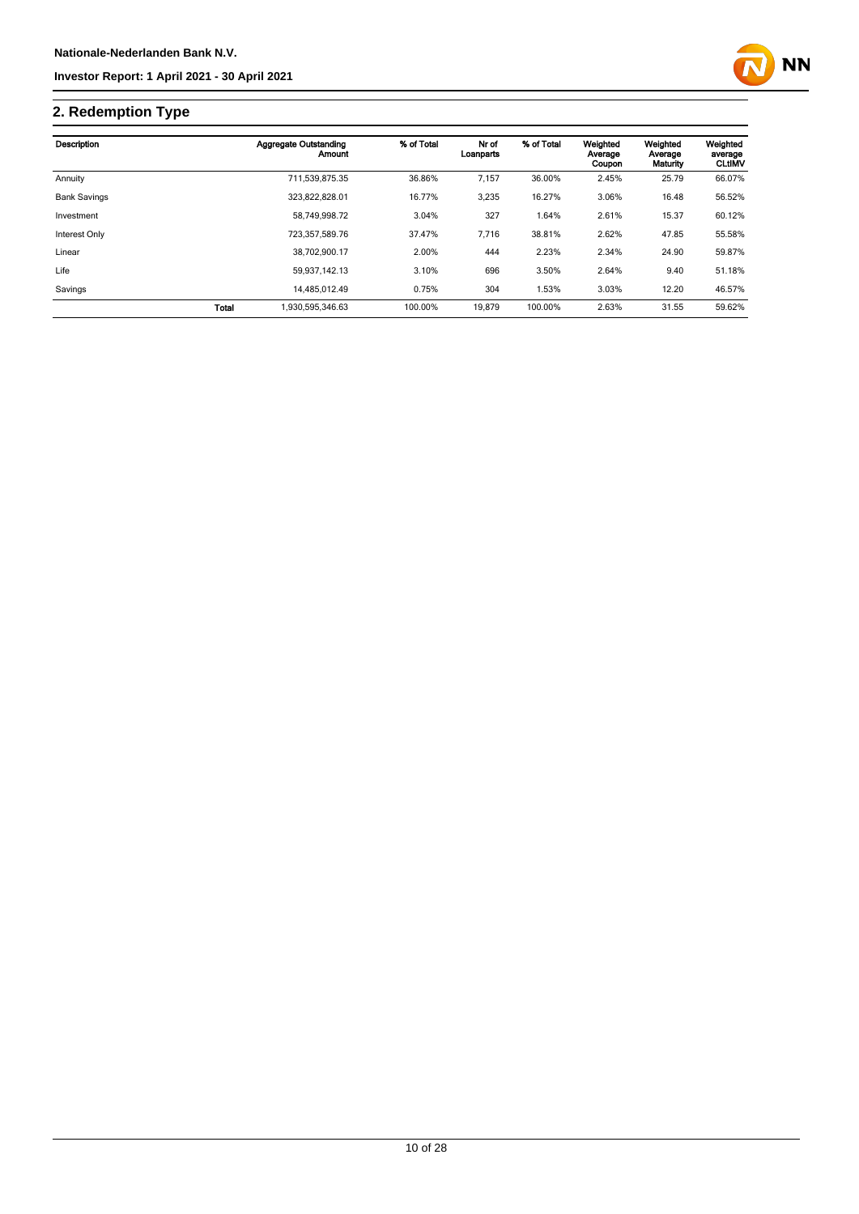## 2. Redemption Type

| Description | Aggregate Outstanding Amount | % of Total | Nr of Loanparts | % of Total | Weighted Average Coupon | Weighted Average Maturity | Weighted average CLtIMV |
|---|---|---|---|---|---|---|---|
| Annuity | 711,539,875.35 | 36.86% | 7,157 | 36.00% | 2.45% | 25.79 | 66.07% |
| Bank Savings | 323,822,828.01 | 16.77% | 3,235 | 16.27% | 3.06% | 16.48 | 56.52% |
| Investment | 58,749,998.72 | 3.04% | 327 | 1.64% | 2.61% | 15.37 | 60.12% |
| Interest Only | 723,357,589.76 | 37.47% | 7,716 | 38.81% | 2.62% | 47.85 | 55.58% |
| Linear | 38,702,900.17 | 2.00% | 444 | 2.23% | 2.34% | 24.90 | 59.87% |
| Life | 59,937,142.13 | 3.10% | 696 | 3.50% | 2.64% | 9.40 | 51.18% |
| Savings | 14,485,012.49 | 0.75% | 304 | 1.53% | 3.03% | 12.20 | 46.57% |
| **Total** | 1,930,595,346.63 | 100.00% | 19,879 | 100.00% | 2.63% | 31.55 | 59.62% |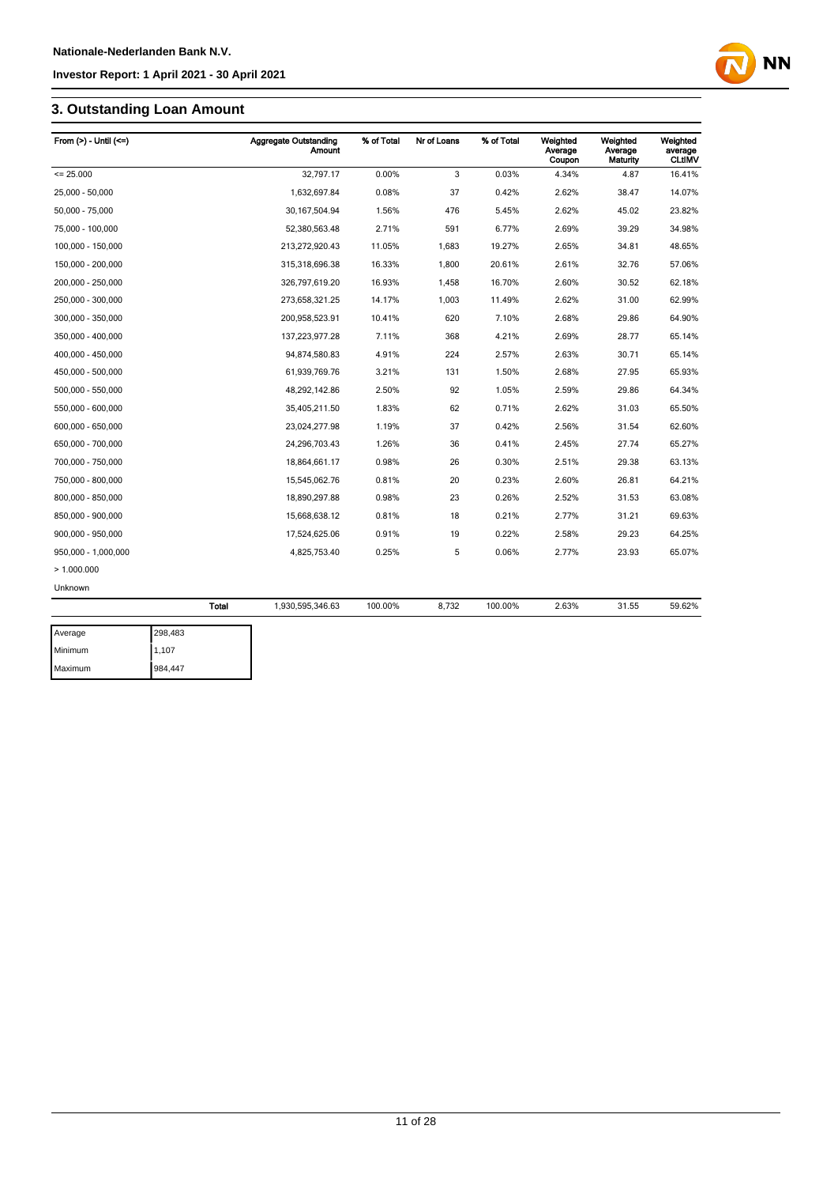## 3. Outstanding Loan Amount

| From (>) - Until (<=) | Aggregate Outstanding Amount | % of Total | Nr of Loans | % of Total | Weighted Average Coupon | Weighted Average Maturity | Weighted average CLtIMV |
|---|---|---|---|---|---|---|---|
| <= 25.000 | 32,797.17 | 0.00% | 3 | 0.03% | 4.34% | 4.87 | 16.41% |
| 25,000 - 50,000 | 1,632,697.84 | 0.08% | 37 | 0.42% | 2.62% | 38.47 | 14.07% |
| 50,000 - 75,000 | 30,167,504.94 | 1.56% | 476 | 5.45% | 2.62% | 45.02 | 23.82% |
| 75,000 - 100,000 | 52,380,563.48 | 2.71% | 591 | 6.77% | 2.69% | 39.29 | 34.98% |
| 100,000 - 150,000 | 213,272,920.43 | 11.05% | 1,683 | 19.27% | 2.65% | 34.81 | 48.65% |
| 150,000 - 200,000 | 315,318,696.38 | 16.33% | 1,800 | 20.61% | 2.61% | 32.76 | 57.06% |
| 200,000 - 250,000 | 326,797,619.20 | 16.93% | 1,458 | 16.70% | 2.60% | 30.52 | 62.18% |
| 250,000 - 300,000 | 273,658,321.25 | 14.17% | 1,003 | 11.49% | 2.62% | 31.00 | 62.99% |
| 300,000 - 350,000 | 200,958,523.91 | 10.41% | 620 | 7.10% | 2.68% | 29.86 | 64.90% |
| 350,000 - 400,000 | 137,223,977.28 | 7.11% | 368 | 4.21% | 2.69% | 28.77 | 65.14% |
| 400,000 - 450,000 | 94,874,580.83 | 4.91% | 224 | 2.57% | 2.63% | 30.71 | 65.14% |
| 450,000 - 500,000 | 61,939,769.76 | 3.21% | 131 | 1.50% | 2.68% | 27.95 | 65.93% |
| 500,000 - 550,000 | 48,292,142.86 | 2.50% | 92 | 1.05% | 2.59% | 29.86 | 64.34% |
| 550,000 - 600,000 | 35,405,211.50 | 1.83% | 62 | 0.71% | 2.62% | 31.03 | 65.50% |
| 600,000 - 650,000 | 23,024,277.98 | 1.19% | 37 | 0.42% | 2.56% | 31.54 | 62.60% |
| 650,000 - 700,000 | 24,296,703.43 | 1.26% | 36 | 0.41% | 2.45% | 27.74 | 65.27% |
| 700,000 - 750,000 | 18,864,661.17 | 0.98% | 26 | 0.30% | 2.51% | 29.38 | 63.13% |
| 750,000 - 800,000 | 15,545,062.76 | 0.81% | 20 | 0.23% | 2.60% | 26.81 | 64.21% |
| 800,000 - 850,000 | 18,890,297.88 | 0.98% | 23 | 0.26% | 2.52% | 31.53 | 63.08% |
| 850,000 - 900,000 | 15,668,638.12 | 0.81% | 18 | 0.21% | 2.77% | 31.21 | 69.63% |
| 900,000 - 950,000 | 17,524,625.06 | 0.91% | 19 | 0.22% | 2.58% | 29.23 | 64.25% |
| 950,000 - 1,000,000 | 4,825,753.40 | 0.25% | 5 | 0.06% | 2.77% | 23.93 | 65.07% |
| > 1.000.000 | | | | | | | |
| Unknown | | | | | | | |
| Total | 1,930,595,346.63 | 100.00% | 8,732 | 100.00% | 2.63% | 31.55 | 59.62% |

| | |
|---|---|
| Average | 298,483 |
| Minimum | 1,107 |
| Maximum | 984,447 |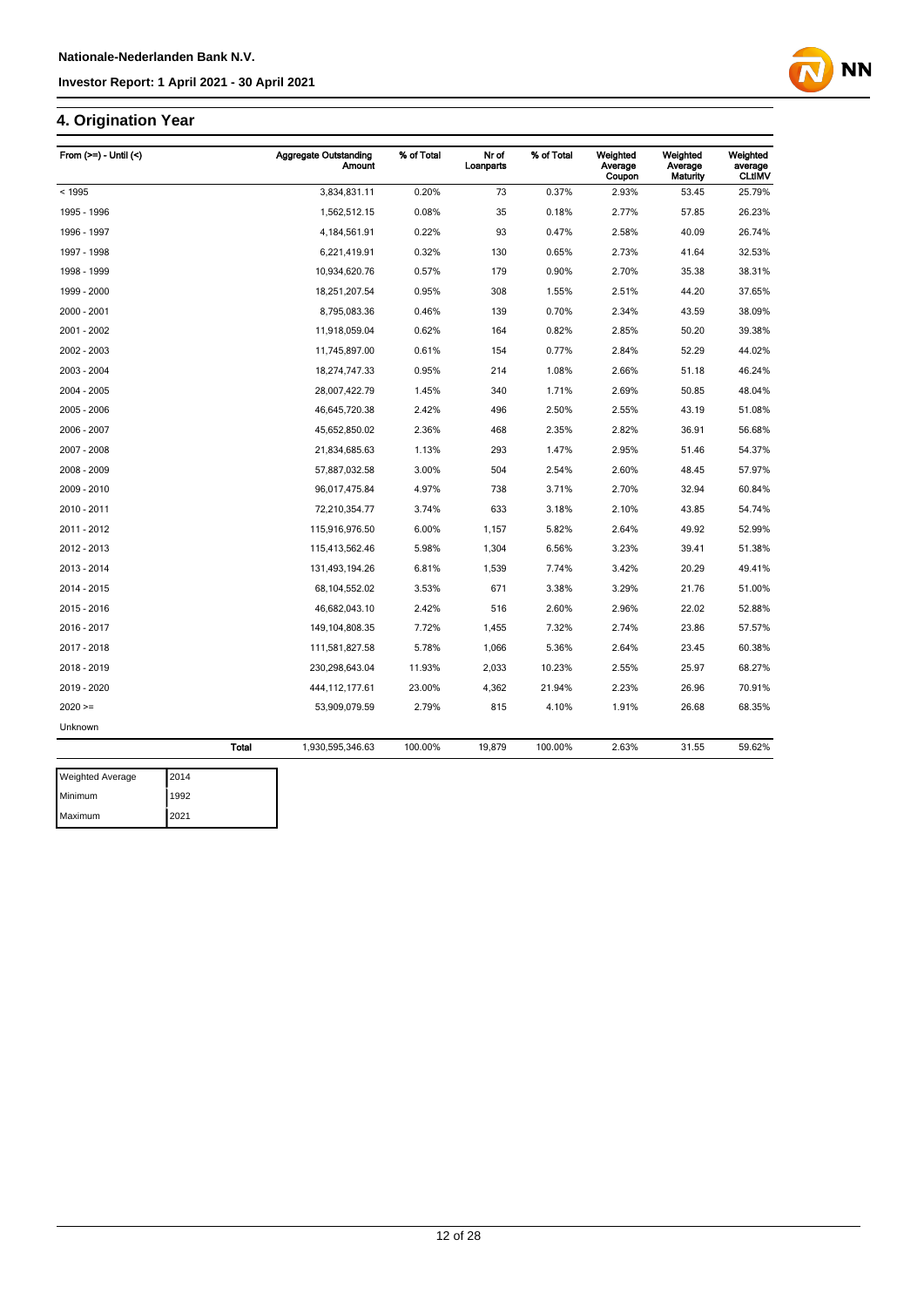## 4. Origination Year

| From (>=) - Until (<) | Aggregate Outstanding Amount | % of Total | Nr of Loanparts | % of Total | Weighted Average Coupon | Weighted Average Maturity | Weighted average CLtIMV |
|---|---|---|---|---|---|---|---|
| < 1995 | 3,834,831.11 | 0.20% | 73 | 0.37% | 2.93% | 53.45 | 25.79% |
| 1995 - 1996 | 1,562,512.15 | 0.08% | 35 | 0.18% | 2.77% | 57.85 | 26.23% |
| 1996 - 1997 | 4,184,561.91 | 0.22% | 93 | 0.47% | 2.58% | 40.09 | 26.74% |
| 1997 - 1998 | 6,221,419.91 | 0.32% | 130 | 0.65% | 2.73% | 41.64 | 32.53% |
| 1998 - 1999 | 10,934,620.76 | 0.57% | 179 | 0.90% | 2.70% | 35.38 | 38.31% |
| 1999 - 2000 | 18,251,207.54 | 0.95% | 308 | 1.55% | 2.51% | 44.20 | 37.65% |
| 2000 - 2001 | 8,795,083.36 | 0.46% | 139 | 0.70% | 2.34% | 43.59 | 38.09% |
| 2001 - 2002 | 11,918,059.04 | 0.62% | 164 | 0.82% | 2.85% | 50.20 | 39.38% |
| 2002 - 2003 | 11,745,897.00 | 0.61% | 154 | 0.77% | 2.84% | 52.29 | 44.02% |
| 2003 - 2004 | 18,274,747.33 | 0.95% | 214 | 1.08% | 2.66% | 51.18 | 46.24% |
| 2004 - 2005 | 28,007,422.79 | 1.45% | 340 | 1.71% | 2.69% | 50.85 | 48.04% |
| 2005 - 2006 | 46,645,720.38 | 2.42% | 496 | 2.50% | 2.55% | 43.19 | 51.08% |
| 2006 - 2007 | 45,652,850.02 | 2.36% | 468 | 2.35% | 2.82% | 36.91 | 56.68% |
| 2007 - 2008 | 21,834,685.63 | 1.13% | 293 | 1.47% | 2.95% | 51.46 | 54.37% |
| 2008 - 2009 | 57,887,032.58 | 3.00% | 504 | 2.54% | 2.60% | 48.45 | 57.97% |
| 2009 - 2010 | 96,017,475.84 | 4.97% | 738 | 3.71% | 2.70% | 32.94 | 60.84% |
| 2010 - 2011 | 72,210,354.77 | 3.74% | 633 | 3.18% | 2.10% | 43.85 | 54.74% |
| 2011 - 2012 | 115,916,976.50 | 6.00% | 1,157 | 5.82% | 2.64% | 49.92 | 52.99% |
| 2012 - 2013 | 115,413,562.46 | 5.98% | 1,304 | 6.56% | 3.23% | 39.41 | 51.38% |
| 2013 - 2014 | 131,493,194.26 | 6.81% | 1,539 | 7.74% | 3.42% | 20.29 | 49.41% |
| 2014 - 2015 | 68,104,552.02 | 3.53% | 671 | 3.38% | 3.29% | 21.76 | 51.00% |
| 2015 - 2016 | 46,682,043.10 | 2.42% | 516 | 2.60% | 2.96% | 22.02 | 52.88% |
| 2016 - 2017 | 149,104,808.35 | 7.72% | 1,455 | 7.32% | 2.74% | 23.86 | 57.57% |
| 2017 - 2018 | 111,581,827.58 | 5.78% | 1,066 | 5.36% | 2.64% | 23.45 | 60.38% |
| 2018 - 2019 | 230,298,643.04 | 11.93% | 2,033 | 10.23% | 2.55% | 25.97 | 68.27% |
| 2019 - 2020 | 444,112,177.61 | 23.00% | 4,362 | 21.94% | 2.23% | 26.96 | 70.91% |
| 2020 >= | 53,909,079.59 | 2.79% | 815 | 4.10% | 1.91% | 26.68 | 68.35% |
| Unknown | | | | | | | |
| **Total** | 1,930,595,346.63 | 100.00% | 19,879 | 100.00% | 2.63% | 31.55 | 59.62% |

| | |
|---|---|
| Weighted Average | 2014 |
| Minimum | 1992 |
| Maximum | 2021 |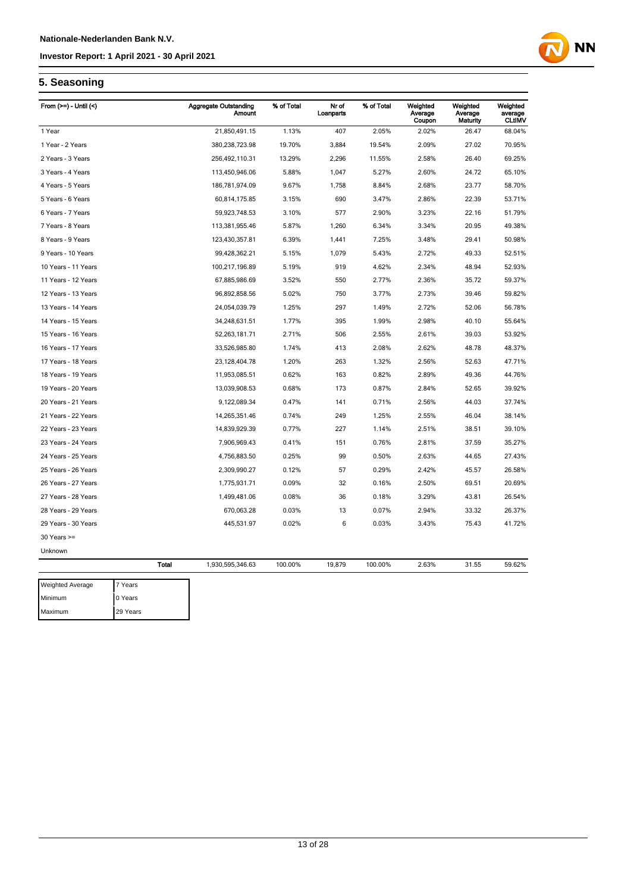## 5. Seasoning

| From (>=) - Until (<) | Aggregate Outstanding Amount | % of Total | Nr of Loanparts | % of Total | Weighted Average Coupon | Weighted Average Maturity | Weighted average CLtIMV |
|---|---|---|---|---|---|---|---|
| 1 Year | 21,850,491.15 | 1.13% | 407 | 2.05% | 2.02% | 26.47 | 68.04% |
| 1 Year - 2 Years | 380,238,723.98 | 19.70% | 3,884 | 19.54% | 2.09% | 27.02 | 70.95% |
| 2 Years - 3 Years | 256,492,110.31 | 13.29% | 2,296 | 11.55% | 2.58% | 26.40 | 69.25% |
| 3 Years - 4 Years | 113,450,946.06 | 5.88% | 1,047 | 5.27% | 2.60% | 24.72 | 65.10% |
| 4 Years - 5 Years | 186,781,974.09 | 9.67% | 1,758 | 8.84% | 2.68% | 23.77 | 58.70% |
| 5 Years - 6 Years | 60,814,175.85 | 3.15% | 690 | 3.47% | 2.86% | 22.39 | 53.71% |
| 6 Years - 7 Years | 59,923,748.53 | 3.10% | 577 | 2.90% | 3.23% | 22.16 | 51.79% |
| 7 Years - 8 Years | 113,381,955.46 | 5.87% | 1,260 | 6.34% | 3.34% | 20.95 | 49.38% |
| 8 Years - 9 Years | 123,430,357.81 | 6.39% | 1,441 | 7.25% | 3.48% | 29.41 | 50.98% |
| 9 Years - 10 Years | 99,428,362.21 | 5.15% | 1,079 | 5.43% | 2.72% | 49.33 | 52.51% |
| 10 Years - 11 Years | 100,217,196.89 | 5.19% | 919 | 4.62% | 2.34% | 48.94 | 52.93% |
| 11 Years - 12 Years | 67,885,986.69 | 3.52% | 550 | 2.77% | 2.36% | 35.72 | 59.37% |
| 12 Years - 13 Years | 96,892,858.56 | 5.02% | 750 | 3.77% | 2.73% | 39.46 | 59.82% |
| 13 Years - 14 Years | 24,054,039.79 | 1.25% | 297 | 1.49% | 2.72% | 52.06 | 56.78% |
| 14 Years - 15 Years | 34,248,631.51 | 1.77% | 395 | 1.99% | 2.98% | 40.10 | 55.64% |
| 15 Years - 16 Years | 52,263,181.71 | 2.71% | 506 | 2.55% | 2.61% | 39.03 | 53.92% |
| 16 Years - 17 Years | 33,526,985.80 | 1.74% | 413 | 2.08% | 2.62% | 48.78 | 48.37% |
| 17 Years - 18 Years | 23,128,404.78 | 1.20% | 263 | 1.32% | 2.56% | 52.63 | 47.71% |
| 18 Years - 19 Years | 11,953,085.51 | 0.62% | 163 | 0.82% | 2.89% | 49.36 | 44.76% |
| 19 Years - 20 Years | 13,039,908.53 | 0.68% | 173 | 0.87% | 2.84% | 52.65 | 39.92% |
| 20 Years - 21 Years | 9,122,089.34 | 0.47% | 141 | 0.71% | 2.56% | 44.03 | 37.74% |
| 21 Years - 22 Years | 14,265,351.46 | 0.74% | 249 | 1.25% | 2.55% | 46.04 | 38.14% |
| 22 Years - 23 Years | 14,839,929.39 | 0.77% | 227 | 1.14% | 2.51% | 38.51 | 39.10% |
| 23 Years - 24 Years | 7,906,969.43 | 0.41% | 151 | 0.76% | 2.81% | 37.59 | 35.27% |
| 24 Years - 25 Years | 4,756,883.50 | 0.25% | 99 | 0.50% | 2.63% | 44.65 | 27.43% |
| 25 Years - 26 Years | 2,309,990.27 | 0.12% | 57 | 0.29% | 2.42% | 45.57 | 26.58% |
| 26 Years - 27 Years | 1,775,931.71 | 0.09% | 32 | 0.16% | 2.50% | 69.51 | 20.69% |
| 27 Years - 28 Years | 1,499,481.06 | 0.08% | 36 | 0.18% | 3.29% | 43.81 | 26.54% |
| 28 Years - 29 Years | 670,063.28 | 0.03% | 13 | 0.07% | 2.94% | 33.32 | 26.37% |
| 29 Years - 30 Years | 445,531.97 | 0.02% | 6 | 0.03% | 3.43% | 75.43 | 41.72% |
| 30 Years >= | | | | | | | |
| Unknown | | | | | | | |
| **Total** | 1,930,595,346.63 | 100.00% | 19,879 | 100.00% | 2.63% | 31.55 | 59.62% |

| | |
|---|---|
| Weighted Average | 7 Years |
| Minimum | 0 Years |
| Maximum | 29 Years |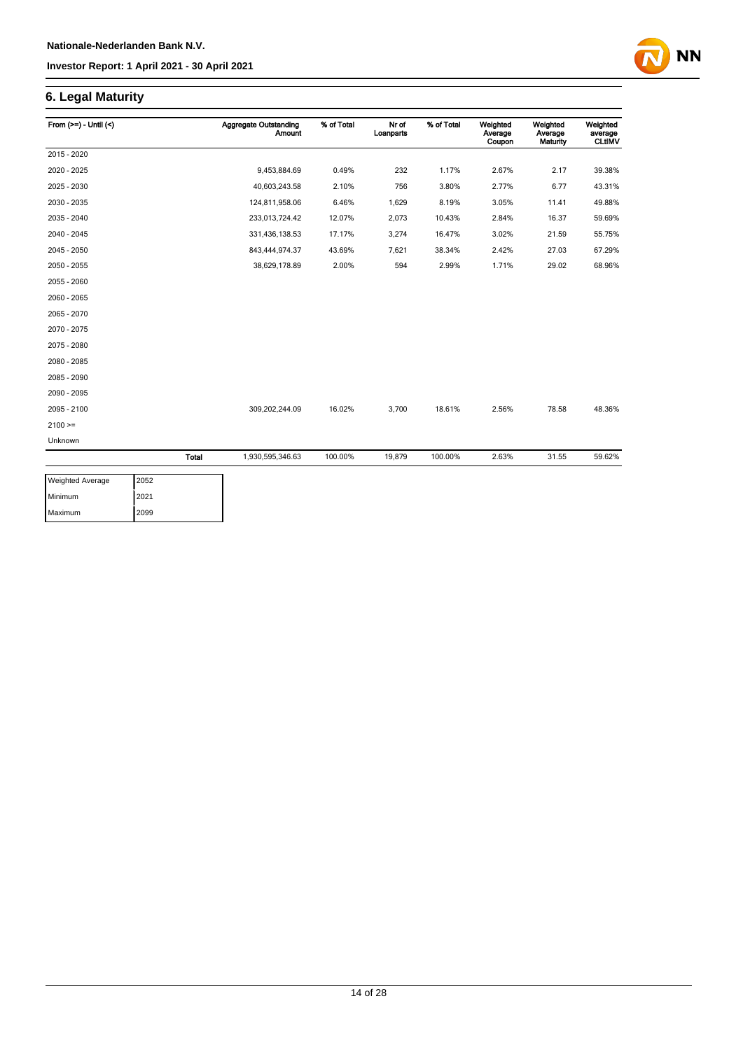## 6. Legal Maturity

| From (>=) - Until (<) | Aggregate Outstanding Amount | % of Total | Nr of Loanparts | % of Total | Weighted Average Coupon | Weighted Average Maturity | Weighted average CLtIMV |
|---|---|---|---|---|---|---|---|
| 2015 - 2020 | | | | | | | |
| 2020 - 2025 | 9,453,884.69 | 0.49% | 232 | 1.17% | 2.67% | 2.17 | 39.38% |
| 2025 - 2030 | 40,603,243.58 | 2.10% | 756 | 3.80% | 2.77% | 6.77 | 43.31% |
| 2030 - 2035 | 124,811,958.06 | 6.46% | 1,629 | 8.19% | 3.05% | 11.41 | 49.88% |
| 2035 - 2040 | 233,013,724.42 | 12.07% | 2,073 | 10.43% | 2.84% | 16.37 | 59.69% |
| 2040 - 2045 | 331,436,138.53 | 17.17% | 3,274 | 16.47% | 3.02% | 21.59 | 55.75% |
| 2045 - 2050 | 843,444,974.37 | 43.69% | 7,621 | 38.34% | 2.42% | 27.03 | 67.29% |
| 2050 - 2055 | 38,629,178.89 | 2.00% | 594 | 2.99% | 1.71% | 29.02 | 68.96% |
| 2055 - 2060 | | | | | | | |
| 2060 - 2065 | | | | | | | |
| 2065 - 2070 | | | | | | | |
| 2070 - 2075 | | | | | | | |
| 2075 - 2080 | | | | | | | |
| 2080 - 2085 | | | | | | | |
| 2085 - 2090 | | | | | | | |
| 2090 - 2095 | | | | | | | |
| 2095 - 2100 | 309,202,244.09 | 16.02% | 3,700 | 18.61% | 2.56% | 78.58 | 48.36% |
| 2100 >= | | | | | | | |
| Unknown | | | | | | | |
| **Total** | 1,930,595,346.63 | 100.00% | 19,879 | 100.00% | 2.63% | 31.55 | 59.62% |

| | |
|---|---|
| Weighted Average | 2052 |
| Minimum | 2021 |
| Maximum | 2099 |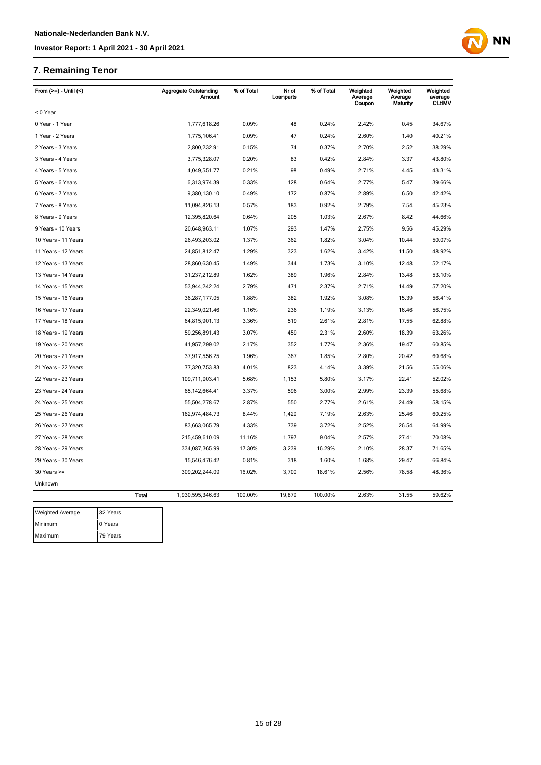## 7. Remaining Tenor

| From (>=) - Until (<) | | Aggregate Outstanding Amount | % of Total | Nr of Loanparts | % of Total | Weighted Average Coupon | Weighted Average Maturity | Weighted average CLtIMV |
|---|---|---|---|---|---|---|---|---|
| < 0 Year | | | | | | | | |
| 0 Year - 1 Year | | 1,777,618.26 | 0.09% | 48 | 0.24% | 2.42% | 0.45 | 34.67% |
| 1 Year - 2 Years | | 1,775,106.41 | 0.09% | 47 | 0.24% | 2.60% | 1.40 | 40.21% |
| 2 Years - 3 Years | | 2,800,232.91 | 0.15% | 74 | 0.37% | 2.70% | 2.52 | 38.29% |
| 3 Years - 4 Years | | 3,775,328.07 | 0.20% | 83 | 0.42% | 2.84% | 3.37 | 43.80% |
| 4 Years - 5 Years | | 4,049,551.77 | 0.21% | 98 | 0.49% | 2.71% | 4.45 | 43.31% |
| 5 Years - 6 Years | | 6,313,974.39 | 0.33% | 128 | 0.64% | 2.77% | 5.47 | 39.66% |
| 6 Years - 7 Years | | 9,380,130.10 | 0.49% | 172 | 0.87% | 2.89% | 6.50 | 42.42% |
| 7 Years - 8 Years | | 11,094,826.13 | 0.57% | 183 | 0.92% | 2.79% | 7.54 | 45.23% |
| 8 Years - 9 Years | | 12,395,820.64 | 0.64% | 205 | 1.03% | 2.67% | 8.42 | 44.66% |
| 9 Years - 10 Years | | 20,648,963.11 | 1.07% | 293 | 1.47% | 2.75% | 9.56 | 45.29% |
| 10 Years - 11 Years | | 26,493,203.02 | 1.37% | 362 | 1.82% | 3.04% | 10.44 | 50.07% |
| 11 Years - 12 Years | | 24,851,812.47 | 1.29% | 323 | 1.62% | 3.42% | 11.50 | 48.92% |
| 12 Years - 13 Years | | 28,860,630.45 | 1.49% | 344 | 1.73% | 3.10% | 12.48 | 52.17% |
| 13 Years - 14 Years | | 31,237,212.89 | 1.62% | 389 | 1.96% | 2.84% | 13.48 | 53.10% |
| 14 Years - 15 Years | | 53,944,242.24 | 2.79% | 471 | 2.37% | 2.71% | 14.49 | 57.20% |
| 15 Years - 16 Years | | 36,287,177.05 | 1.88% | 382 | 1.92% | 3.08% | 15.39 | 56.41% |
| 16 Years - 17 Years | | 22,349,021.46 | 1.16% | 236 | 1.19% | 3.13% | 16.46 | 56.75% |
| 17 Years - 18 Years | | 64,815,901.13 | 3.36% | 519 | 2.61% | 2.81% | 17.55 | 62.88% |
| 18 Years - 19 Years | | 59,256,891.43 | 3.07% | 459 | 2.31% | 2.60% | 18.39 | 63.26% |
| 19 Years - 20 Years | | 41,957,299.02 | 2.17% | 352 | 1.77% | 2.36% | 19.47 | 60.85% |
| 20 Years - 21 Years | | 37,917,556.25 | 1.96% | 367 | 1.85% | 2.80% | 20.42 | 60.68% |
| 21 Years - 22 Years | | 77,320,753.83 | 4.01% | 823 | 4.14% | 3.39% | 21.56 | 55.06% |
| 22 Years - 23 Years | | 109,711,903.41 | 5.68% | 1,153 | 5.80% | 3.17% | 22.41 | 52.02% |
| 23 Years - 24 Years | | 65,142,664.41 | 3.37% | 596 | 3.00% | 2.99% | 23.39 | 55.68% |
| 24 Years - 25 Years | | 55,504,278.67 | 2.87% | 550 | 2.77% | 2.61% | 24.49 | 58.15% |
| 25 Years - 26 Years | | 162,974,484.73 | 8.44% | 1,429 | 7.19% | 2.63% | 25.46 | 60.25% |
| 26 Years - 27 Years | | 83,663,065.79 | 4.33% | 739 | 3.72% | 2.52% | 26.54 | 64.99% |
| 27 Years - 28 Years | | 215,459,610.09 | 11.16% | 1,797 | 9.04% | 2.57% | 27.41 | 70.08% |
| 28 Years - 29 Years | | 334,087,365.99 | 17.30% | 3,239 | 16.29% | 2.10% | 28.37 | 71.65% |
| 29 Years - 30 Years | | 15,546,476.42 | 0.81% | 318 | 1.60% | 1.68% | 29.47 | 66.84% |
| 30 Years >= | | 309,202,244.09 | 16.02% | 3,700 | 18.61% | 2.56% | 78.58 | 48.36% |
| Unknown | | | | | | | | |
| | **Total** | 1,930,595,346.63 | 100.00% | 19,879 | 100.00% | 2.63% | 31.55 | 59.62% |

| | |
|---|---|
| Weighted Average | 32 Years |
| Minimum | 0 Years |
| Maximum | 79 Years |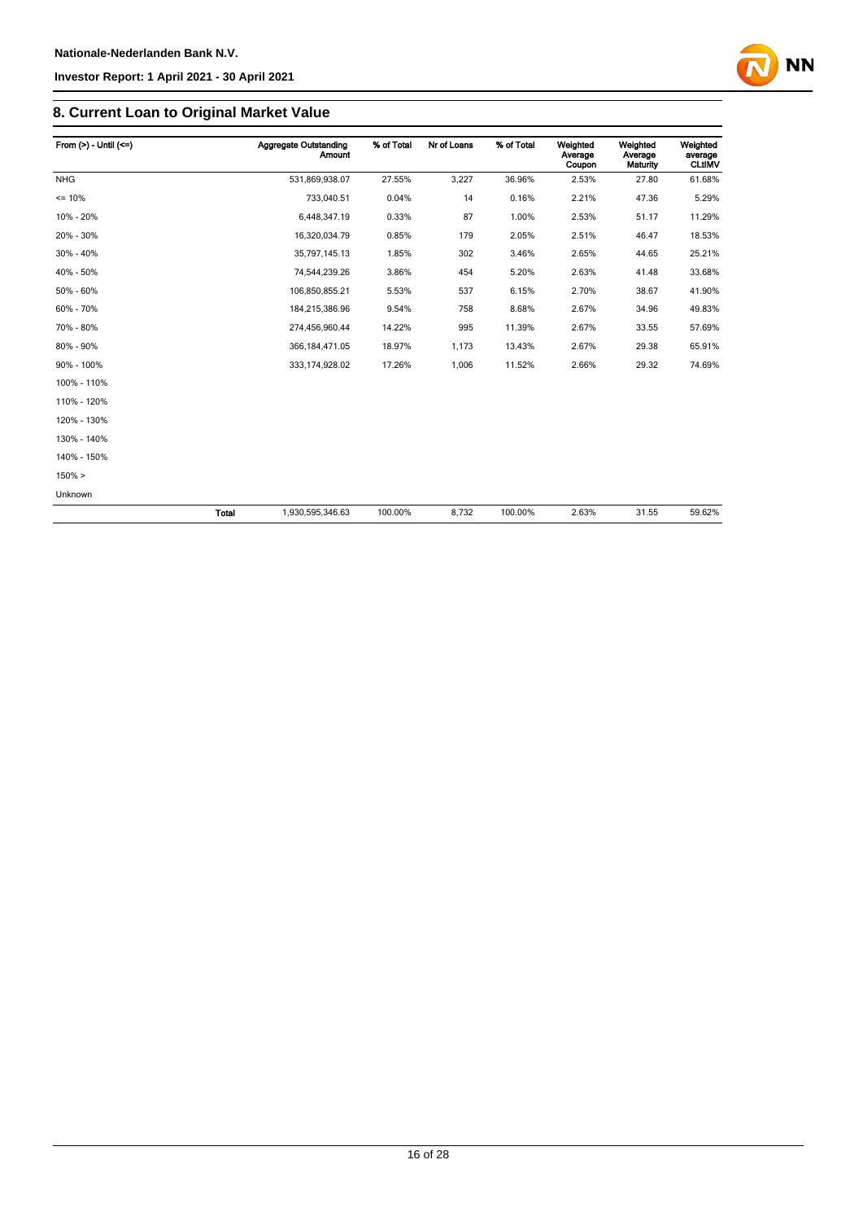## 8. Current Loan to Original Market Value

| From (>) - Until (<=) | | Aggregate Outstanding Amount | % of Total | Nr of Loans | % of Total | Weighted Average Coupon | Weighted Average Maturity | Weighted average CLtIMV |
|---|---|---|---|---|---|---|---|---|
| NHG | | 531,869,938.07 | 27.55% | 3,227 | 36.96% | 2.53% | 27.80 | 61.68% |
| <= 10% | | 733,040.51 | 0.04% | 14 | 0.16% | 2.21% | 47.36 | 5.29% |
| 10% - 20% | | 6,448,347.19 | 0.33% | 87 | 1.00% | 2.53% | 51.17 | 11.29% |
| 20% - 30% | | 16,320,034.79 | 0.85% | 179 | 2.05% | 2.51% | 46.47 | 18.53% |
| 30% - 40% | | 35,797,145.13 | 1.85% | 302 | 3.46% | 2.65% | 44.65 | 25.21% |
| 40% - 50% | | 74,544,239.26 | 3.86% | 454 | 5.20% | 2.63% | 41.48 | 33.68% |
| 50% - 60% | | 106,850,855.21 | 5.53% | 537 | 6.15% | 2.70% | 38.67 | 41.90% |
| 60% - 70% | | 184,215,386.96 | 9.54% | 758 | 8.68% | 2.67% | 34.96 | 49.83% |
| 70% - 80% | | 274,456,960.44 | 14.22% | 995 | 11.39% | 2.67% | 33.55 | 57.69% |
| 80% - 90% | | 366,184,471.05 | 18.97% | 1,173 | 13.43% | 2.67% | 29.38 | 65.91% |
| 90% - 100% | | 333,174,928.02 | 17.26% | 1,006 | 11.52% | 2.66% | 29.32 | 74.69% |
| 100% - 110% | | | | | | | | |
| 110% - 120% | | | | | | | | |
| 120% - 130% | | | | | | | | |
| 130% - 140% | | | | | | | | |
| 140% - 150% | | | | | | | | |
| 150% > | | | | | | | | |
| Unknown | | | | | | | | |
| | **Total** | 1,930,595,346.63 | 100.00% | 8,732 | 100.00% | 2.63% | 31.55 | 59.62% |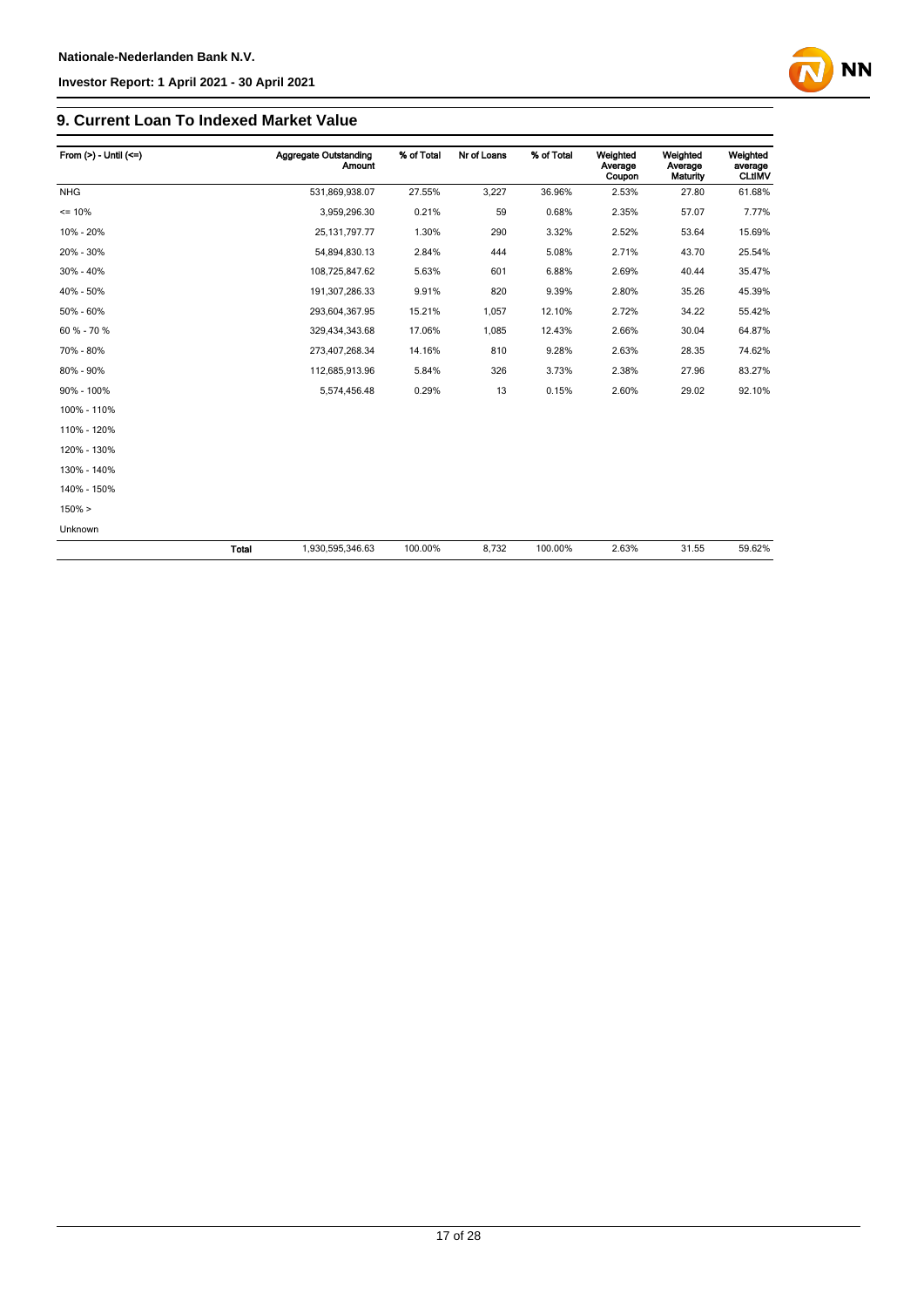## 9. Current Loan To Indexed Market Value

| From (>) - Until (<=) | | Aggregate Outstanding Amount | % of Total | Nr of Loans | % of Total | Weighted Average Coupon | Weighted Average Maturity | Weighted average CLtIMV |
|---|---|---|---|---|---|---|---|---|
| NHG | | 531,869,938.07 | 27.55% | 3,227 | 36.96% | 2.53% | 27.80 | 61.68% |
| <= 10% | | 3,959,296.30 | 0.21% | 59 | 0.68% | 2.35% | 57.07 | 7.77% |
| 10% - 20% | | 25,131,797.77 | 1.30% | 290 | 3.32% | 2.52% | 53.64 | 15.69% |
| 20% - 30% | | 54,894,830.13 | 2.84% | 444 | 5.08% | 2.71% | 43.70 | 25.54% |
| 30% - 40% | | 108,725,847.62 | 5.63% | 601 | 6.88% | 2.69% | 40.44 | 35.47% |
| 40% - 50% | | 191,307,286.33 | 9.91% | 820 | 9.39% | 2.80% | 35.26 | 45.39% |
| 50% - 60% | | 293,604,367.95 | 15.21% | 1,057 | 12.10% | 2.72% | 34.22 | 55.42% |
| 60 % - 70 % | | 329,434,343.68 | 17.06% | 1,085 | 12.43% | 2.66% | 30.04 | 64.87% |
| 70% - 80% | | 273,407,268.34 | 14.16% | 810 | 9.28% | 2.63% | 28.35 | 74.62% |
| 80% - 90% | | 112,685,913.96 | 5.84% | 326 | 3.73% | 2.38% | 27.96 | 83.27% |
| 90% - 100% | | 5,574,456.48 | 0.29% | 13 | 0.15% | 2.60% | 29.02 | 92.10% |
| 100% - 110% | | | | | | | | |
| 110% - 120% | | | | | | | | |
| 120% - 130% | | | | | | | | |
| 130% - 140% | | | | | | | | |
| 140% - 150% | | | | | | | | |
| 150% > | | | | | | | | |
| Unknown | | | | | | | | |
| | **Total** | 1,930,595,346.63 | 100.00% | 8,732 | 100.00% | 2.63% | 31.55 | 59.62% |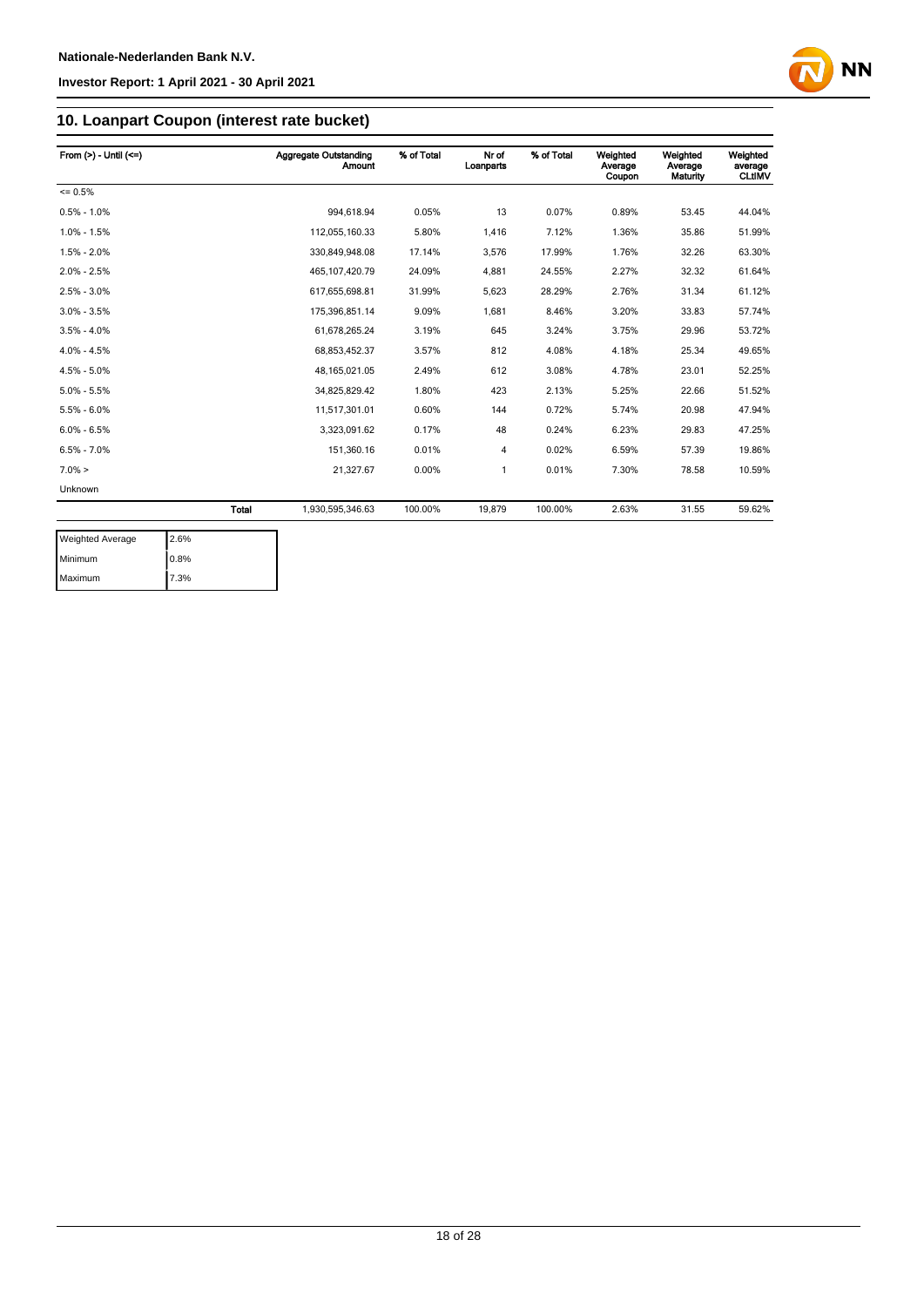## 10. Loanpart Coupon (interest rate bucket)

| From (>) - Until (<=) | | Aggregate Outstanding Amount | % of Total | Nr of Loanparts | % of Total | Weighted Average Coupon | Weighted Average Maturity | Weighted average CLtIMV |
|---|---|---|---|---|---|---|---|---|
| <= 0.5% | | | | | | | | |
| 0.5% - 1.0% | | 994,618.94 | 0.05% | 13 | 0.07% | 0.89% | 53.45 | 44.04% |
| 1.0% - 1.5% | | 112,055,160.33 | 5.80% | 1,416 | 7.12% | 1.36% | 35.86 | 51.99% |
| 1.5% - 2.0% | | 330,849,948.08 | 17.14% | 3,576 | 17.99% | 1.76% | 32.26 | 63.30% |
| 2.0% - 2.5% | | 465,107,420.79 | 24.09% | 4,881 | 24.55% | 2.27% | 32.32 | 61.64% |
| 2.5% - 3.0% | | 617,655,698.81 | 31.99% | 5,623 | 28.29% | 2.76% | 31.34 | 61.12% |
| 3.0% - 3.5% | | 175,396,851.14 | 9.09% | 1,681 | 8.46% | 3.20% | 33.83 | 57.74% |
| 3.5% - 4.0% | | 61,678,265.24 | 3.19% | 645 | 3.24% | 3.75% | 29.96 | 53.72% |
| 4.0% - 4.5% | | 68,853,452.37 | 3.57% | 812 | 4.08% | 4.18% | 25.34 | 49.65% |
| 4.5% - 5.0% | | 48,165,021.05 | 2.49% | 612 | 3.08% | 4.78% | 23.01 | 52.25% |
| 5.0% - 5.5% | | 34,825,829.42 | 1.80% | 423 | 2.13% | 5.25% | 22.66 | 51.52% |
| 5.5% - 6.0% | | 11,517,301.01 | 0.60% | 144 | 0.72% | 5.74% | 20.98 | 47.94% |
| 6.0% - 6.5% | | 3,323,091.62 | 0.17% | 48 | 0.24% | 6.23% | 29.83 | 47.25% |
| 6.5% - 7.0% | | 151,360.16 | 0.01% | 4 | 0.02% | 6.59% | 57.39 | 19.86% |
| 7.0% > | | 21,327.67 | 0.00% | 1 | 0.01% | 7.30% | 78.58 | 10.59% |
| Unknown | | | | | | | | |
| | Total | 1,930,595,346.63 | 100.00% | 19,879 | 100.00% | 2.63% | 31.55 | 59.62% |

| | |
|---|---|
| Weighted Average | 2.6% |
| Minimum | 0.8% |
| Maximum | 7.3% |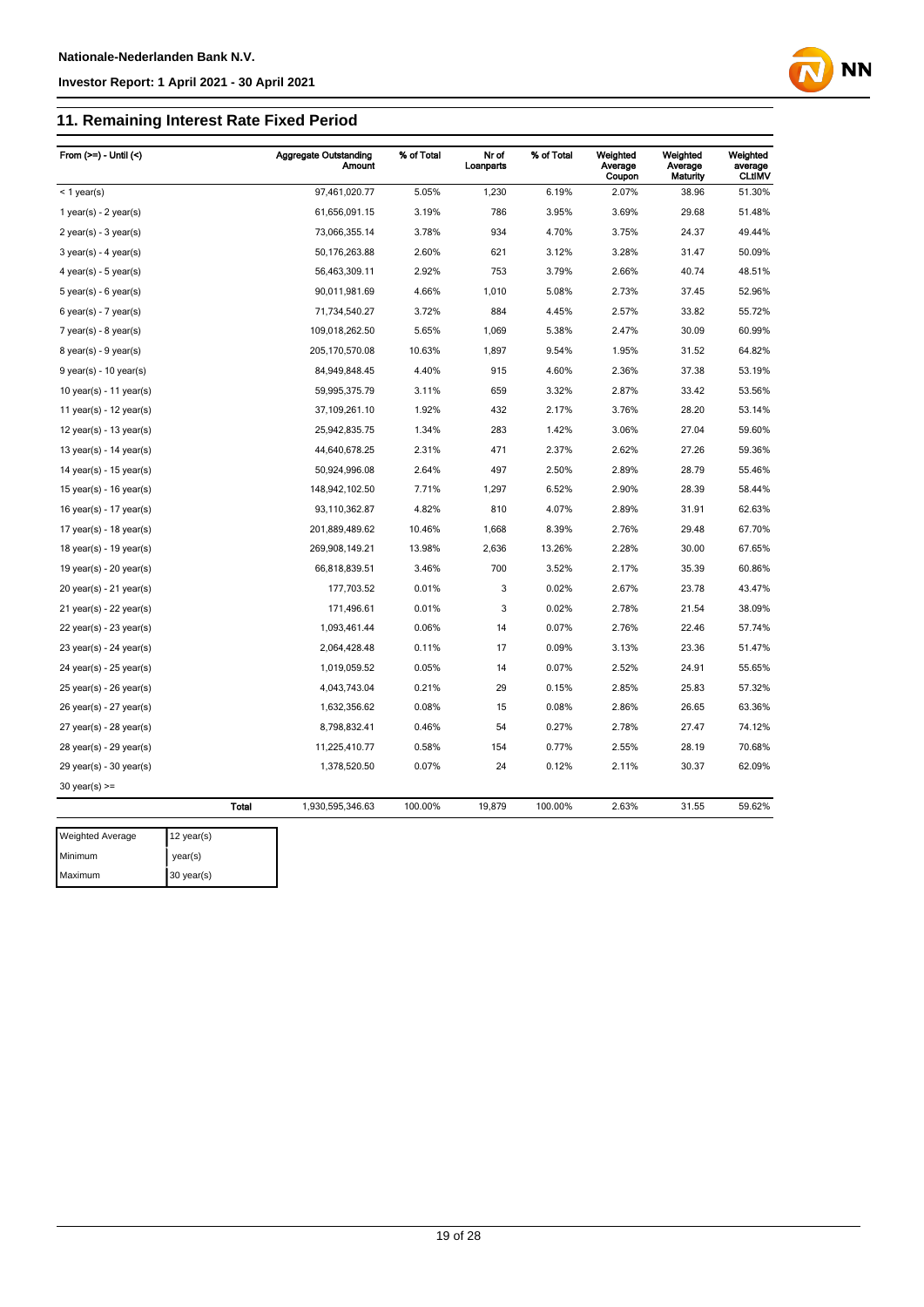## 11. Remaining Interest Rate Fixed Period

| From (>=) - Until (<) | | Aggregate Outstanding Amount | % of Total | Nr of Loanparts | % of Total | Weighted Average Coupon | Weighted Average Maturity | Weighted average CLtIMV |
|---|---|---|---|---|---|---|---|---|
| < 1 year(s) | | 97,461,020.77 | 5.05% | 1,230 | 6.19% | 2.07% | 38.96 | 51.30% |
| 1 year(s) - 2 year(s) | | 61,656,091.15 | 3.19% | 786 | 3.95% | 3.69% | 29.68 | 51.48% |
| 2 year(s) - 3 year(s) | | 73,066,355.14 | 3.78% | 934 | 4.70% | 3.75% | 24.37 | 49.44% |
| 3 year(s) - 4 year(s) | | 50,176,263.88 | 2.60% | 621 | 3.12% | 3.28% | 31.47 | 50.09% |
| 4 year(s) - 5 year(s) | | 56,463,309.11 | 2.92% | 753 | 3.79% | 2.66% | 40.74 | 48.51% |
| 5 year(s) - 6 year(s) | | 90,011,981.69 | 4.66% | 1,010 | 5.08% | 2.73% | 37.45 | 52.96% |
| 6 year(s) - 7 year(s) | | 71,734,540.27 | 3.72% | 884 | 4.45% | 2.57% | 33.82 | 55.72% |
| 7 year(s) - 8 year(s) | | 109,018,262.50 | 5.65% | 1,069 | 5.38% | 2.47% | 30.09 | 60.99% |
| 8 year(s) - 9 year(s) | | 205,170,570.08 | 10.63% | 1,897 | 9.54% | 1.95% | 31.52 | 64.82% |
| 9 year(s) - 10 year(s) | | 84,949,848.45 | 4.40% | 915 | 4.60% | 2.36% | 37.38 | 53.19% |
| 10 year(s) - 11 year(s) | | 59,995,375.79 | 3.11% | 659 | 3.32% | 2.87% | 33.42 | 53.56% |
| 11 year(s) - 12 year(s) | | 37,109,261.10 | 1.92% | 432 | 2.17% | 3.76% | 28.20 | 53.14% |
| 12 year(s) - 13 year(s) | | 25,942,835.75 | 1.34% | 283 | 1.42% | 3.06% | 27.04 | 59.60% |
| 13 year(s) - 14 year(s) | | 44,640,678.25 | 2.31% | 471 | 2.37% | 2.62% | 27.26 | 59.36% |
| 14 year(s) - 15 year(s) | | 50,924,996.08 | 2.64% | 497 | 2.50% | 2.89% | 28.79 | 55.46% |
| 15 year(s) - 16 year(s) | | 148,942,102.50 | 7.71% | 1,297 | 6.52% | 2.90% | 28.39 | 58.44% |
| 16 year(s) - 17 year(s) | | 93,110,362.87 | 4.82% | 810 | 4.07% | 2.89% | 31.91 | 62.63% |
| 17 year(s) - 18 year(s) | | 201,889,489.62 | 10.46% | 1,668 | 8.39% | 2.76% | 29.48 | 67.70% |
| 18 year(s) - 19 year(s) | | 269,908,149.21 | 13.98% | 2,636 | 13.26% | 2.28% | 30.00 | 67.65% |
| 19 year(s) - 20 year(s) | | 66,818,839.51 | 3.46% | 700 | 3.52% | 2.17% | 35.39 | 60.86% |
| 20 year(s) - 21 year(s) | | 177,703.52 | 0.01% | 3 | 0.02% | 2.67% | 23.78 | 43.47% |
| 21 year(s) - 22 year(s) | | 171,496.61 | 0.01% | 3 | 0.02% | 2.78% | 21.54 | 38.09% |
| 22 year(s) - 23 year(s) | | 1,093,461.44 | 0.06% | 14 | 0.07% | 2.76% | 22.46 | 57.74% |
| 23 year(s) - 24 year(s) | | 2,064,428.48 | 0.11% | 17 | 0.09% | 3.13% | 23.36 | 51.47% |
| 24 year(s) - 25 year(s) | | 1,019,059.52 | 0.05% | 14 | 0.07% | 2.52% | 24.91 | 55.65% |
| 25 year(s) - 26 year(s) | | 4,043,743.04 | 0.21% | 29 | 0.15% | 2.85% | 25.83 | 57.32% |
| 26 year(s) - 27 year(s) | | 1,632,356.62 | 0.08% | 15 | 0.08% | 2.86% | 26.65 | 63.36% |
| 27 year(s) - 28 year(s) | | 8,798,832.41 | 0.46% | 54 | 0.27% | 2.78% | 27.47 | 74.12% |
| 28 year(s) - 29 year(s) | | 11,225,410.77 | 0.58% | 154 | 0.77% | 2.55% | 28.19 | 70.68% |
| 29 year(s) - 30 year(s) | | 1,378,520.50 | 0.07% | 24 | 0.12% | 2.11% | 30.37 | 62.09% |
| 30 year(s) >= | | | | | | | | |
| | Total | 1,930,595,346.63 | 100.00% | 19,879 | 100.00% | 2.63% | 31.55 | 59.62% |

| | |
|---|---|
| Weighted Average | 12 year(s) |
| Minimum | year(s) |
| Maximum | 30 year(s) |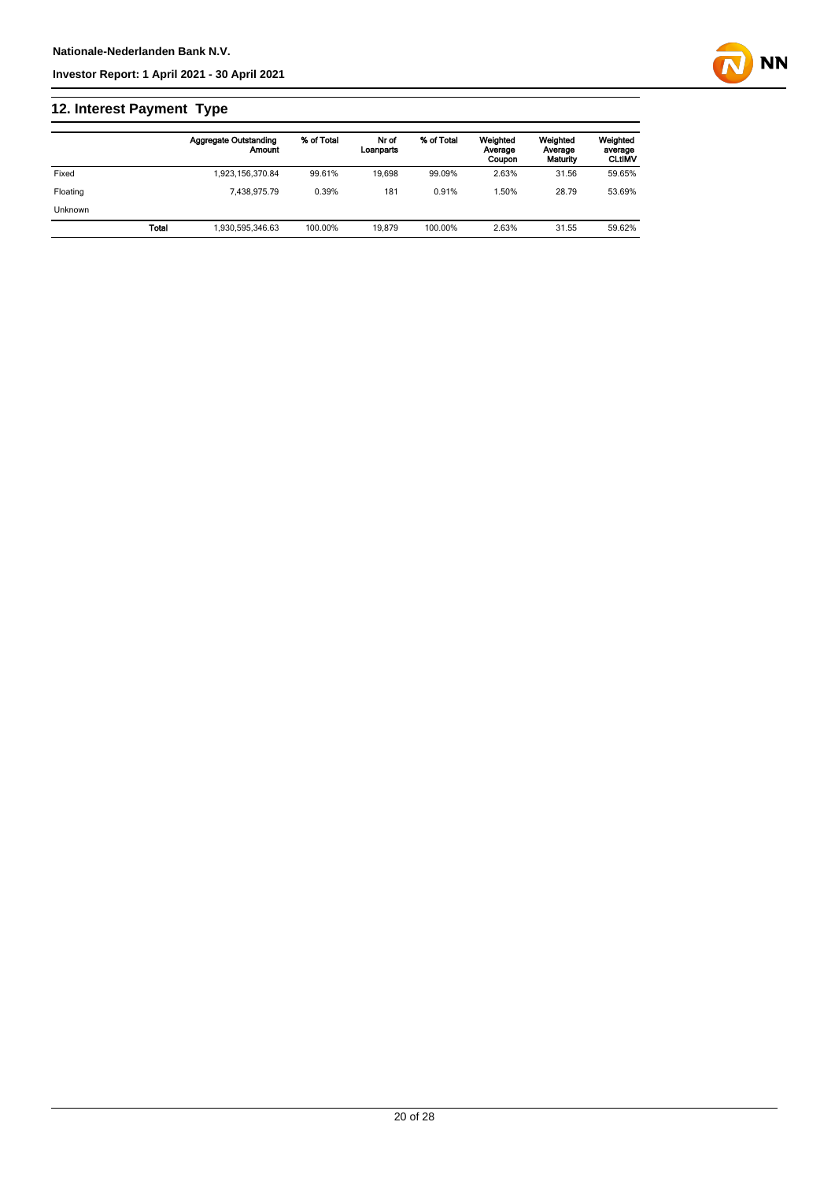## 12. Interest Payment Type

| | | Aggregate Outstanding Amount | % of Total | Nr of Loanparts | % of Total | Weighted Average Coupon | Weighted Average Maturity | Weighted average CLtIMV |
|---|---|---|---|---|---|---|---|---|
| Fixed | | 1,923,156,370.84 | 99.61% | 19,698 | 99.09% | 2.63% | 31.56 | 59.65% |
| Floating | | 7,438,975.79 | 0.39% | 181 | 0.91% | 1.50% | 28.79 | 53.69% |
| Unknown | | | | | | | | |
| | **Total** | 1,930,595,346.63 | 100.00% | 19,879 | 100.00% | 2.63% | 31.55 | 59.62% |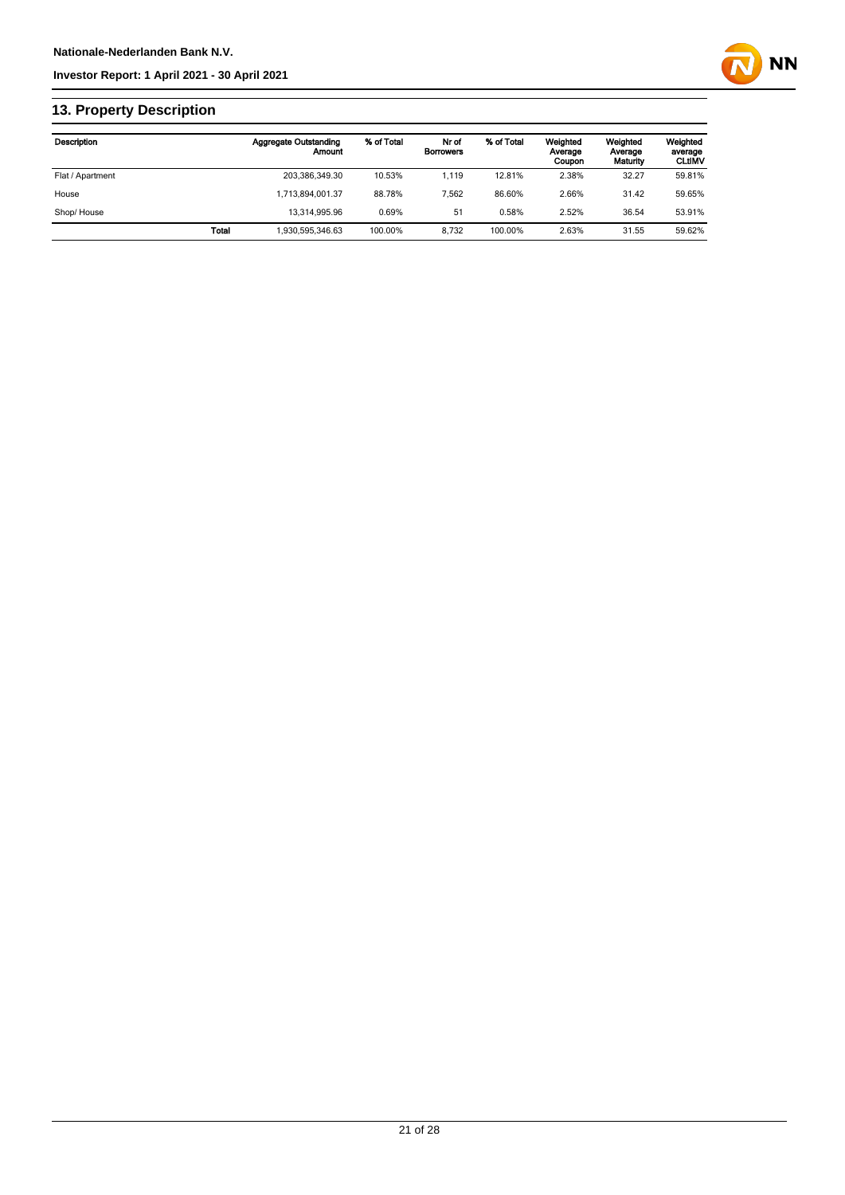## 13. Property Description

| Description | | Aggregate Outstanding Amount | % of Total | Nr of Borrowers | % of Total | Weighted Average Coupon | Weighted Average Maturity | Weighted average CLtIMV |
|---|---|---|---|---|---|---|---|---|
| Flat / Apartment | | 203,386,349.30 | 10.53% | 1,119 | 12.81% | 2.38% | 32.27 | 59.81% |
| House | | 1,713,894,001.37 | 88.78% | 7,562 | 86.60% | 2.66% | 31.42 | 59.65% |
| Shop/ House | | 13,314,995.96 | 0.69% | 51 | 0.58% | 2.52% | 36.54 | 53.91% |
| | Total | 1,930,595,346.63 | 100.00% | 8,732 | 100.00% | 2.63% | 31.55 | 59.62% |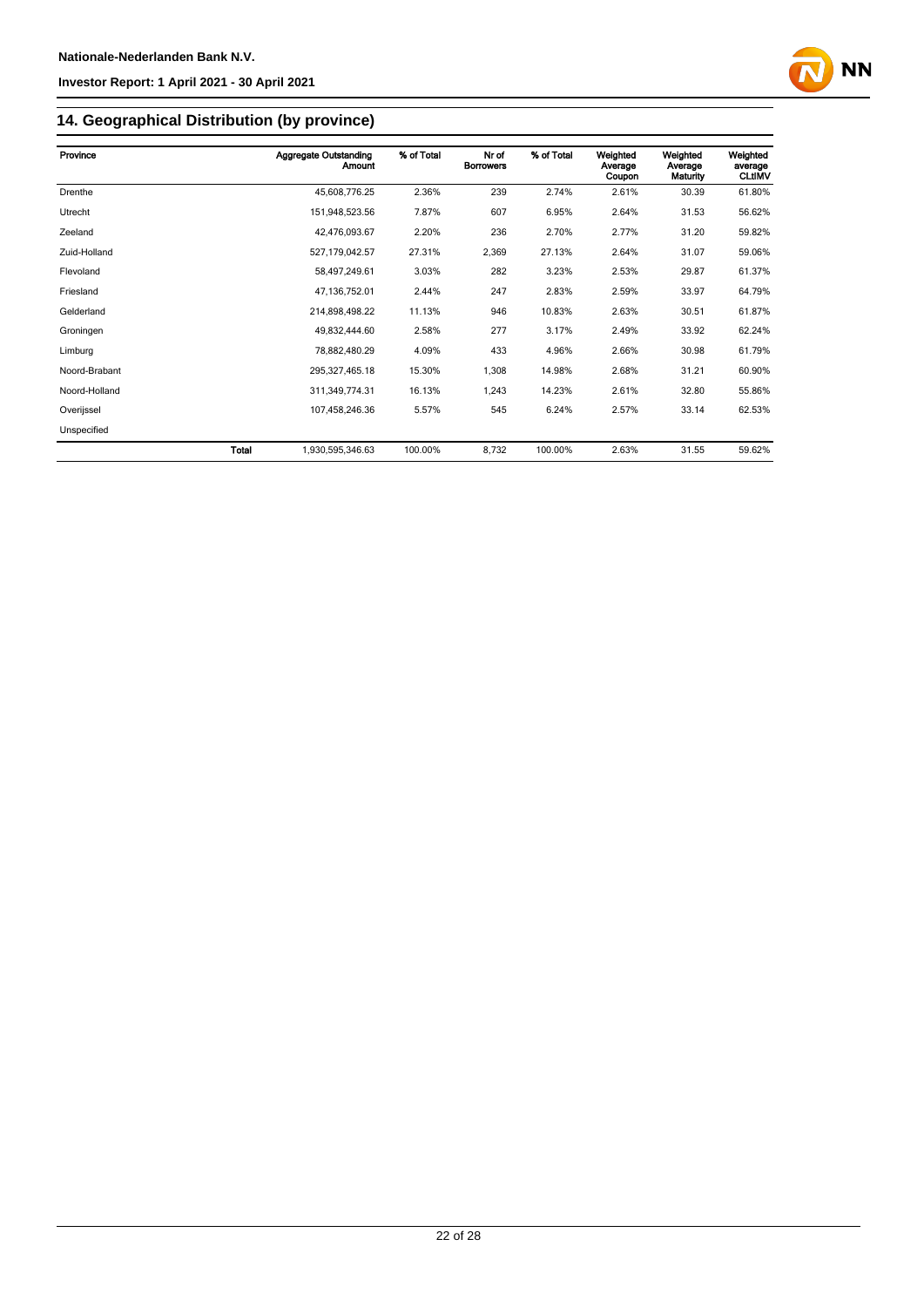## 14. Geographical Distribution (by province)

| Province | | Aggregate Outstanding Amount | % of Total | Nr of Borrowers | % of Total | Weighted Average Coupon | Weighted Average Maturity | Weighted average CLtIMV |
|---|---|---|---|---|---|---|---|---|
| Drenthe | | 45,608,776.25 | 2.36% | 239 | 2.74% | 2.61% | 30.39 | 61.80% |
| Utrecht | | 151,948,523.56 | 7.87% | 607 | 6.95% | 2.64% | 31.53 | 56.62% |
| Zeeland | | 42,476,093.67 | 2.20% | 236 | 2.70% | 2.77% | 31.20 | 59.82% |
| Zuid-Holland | | 527,179,042.57 | 27.31% | 2,369 | 27.13% | 2.64% | 31.07 | 59.06% |
| Flevoland | | 58,497,249.61 | 3.03% | 282 | 3.23% | 2.53% | 29.87 | 61.37% |
| Friesland | | 47,136,752.01 | 2.44% | 247 | 2.83% | 2.59% | 33.97 | 64.79% |
| Gelderland | | 214,898,498.22 | 11.13% | 946 | 10.83% | 2.63% | 30.51 | 61.87% |
| Groningen | | 49,832,444.60 | 2.58% | 277 | 3.17% | 2.49% | 33.92 | 62.24% |
| Limburg | | 78,882,480.29 | 4.09% | 433 | 4.96% | 2.66% | 30.98 | 61.79% |
| Noord-Brabant | | 295,327,465.18 | 15.30% | 1,308 | 14.98% | 2.68% | 31.21 | 60.90% |
| Noord-Holland | | 311,349,774.31 | 16.13% | 1,243 | 14.23% | 2.61% | 32.80 | 55.86% |
| Overijssel | | 107,458,246.36 | 5.57% | 545 | 6.24% | 2.57% | 33.14 | 62.53% |
| Unspecified | | | | | | | | |
| | **Total** | 1,930,595,346.63 | 100.00% | 8,732 | 100.00% | 2.63% | 31.55 | 59.62% |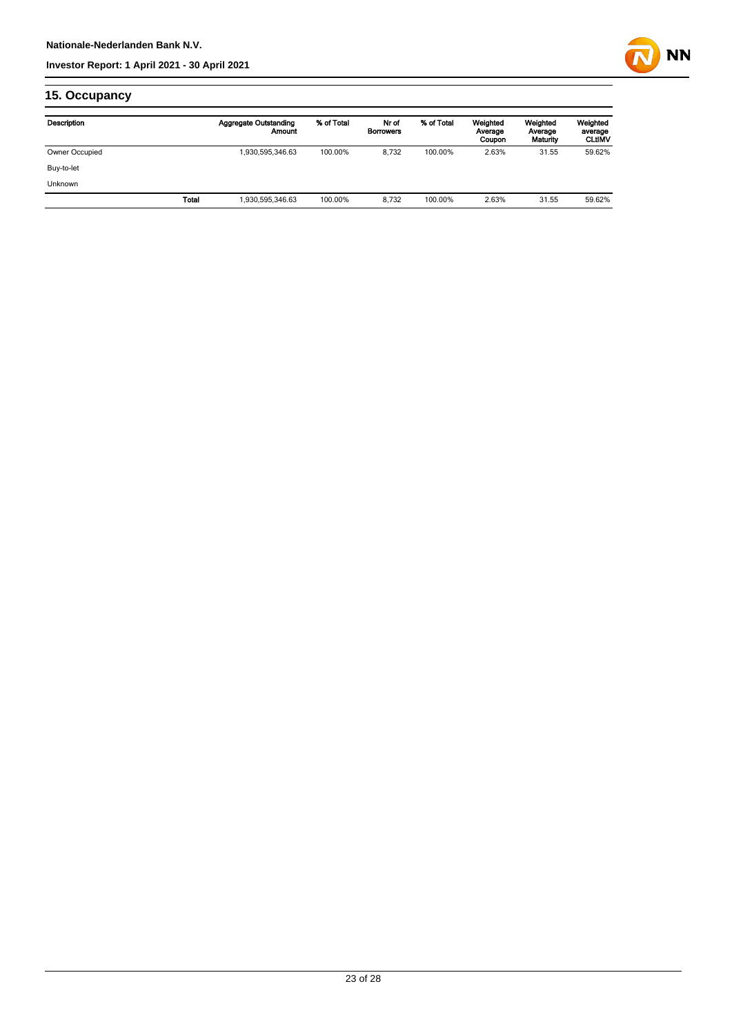## 15. Occupancy

| Description | | Aggregate Outstanding Amount | % of Total | Nr of Borrowers | % of Total | Weighted Average Coupon | Weighted Average Maturity | Weighted average CLtIMV |
|---|---|---|---|---|---|---|---|---|
| Owner Occupied | | 1,930,595,346.63 | 100.00% | 8,732 | 100.00% | 2.63% | 31.55 | 59.62% |
| Buy-to-let | | | | | | | | |
| Unknown | | | | | | | | |
| | Total | 1,930,595,346.63 | 100.00% | 8,732 | 100.00% | 2.63% | 31.55 | 59.62% |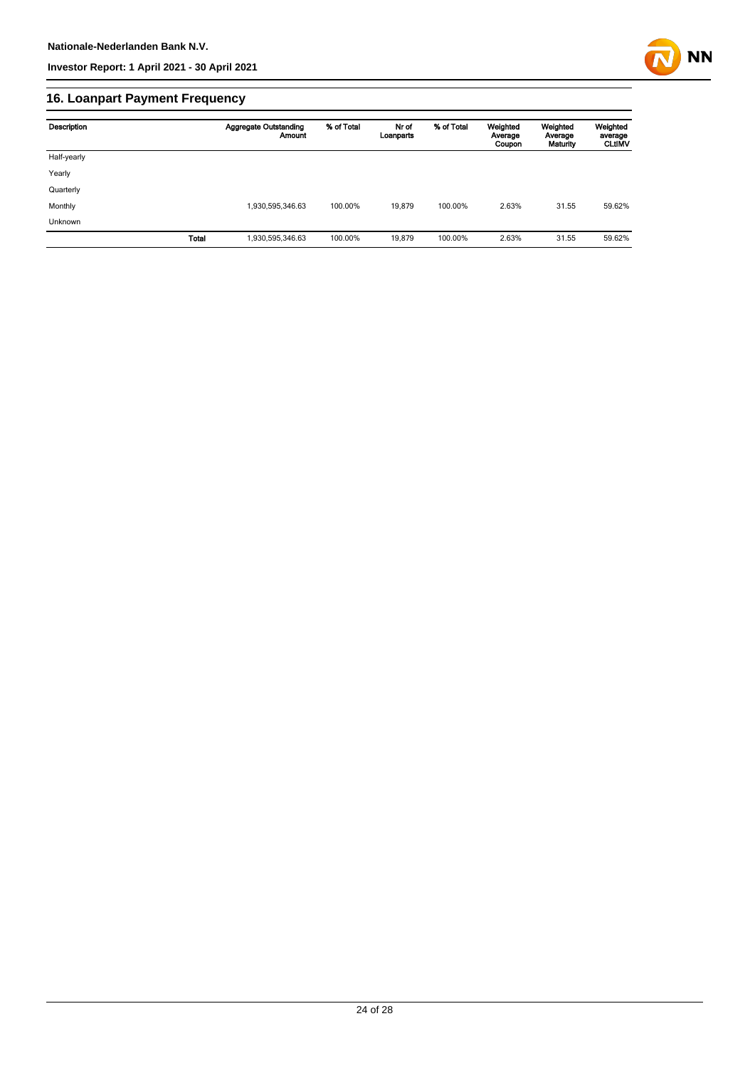## 16. Loanpart Payment Frequency

| Description | | Aggregate Outstanding Amount | % of Total | Nr of Loanparts | % of Total | Weighted Average Coupon | Weighted Average Maturity | Weighted average CLtIMV |
|---|---|---|---|---|---|---|---|---|
| Half-yearly | | | | | | | | |
| Yearly | | | | | | | | |
| Quarterly | | | | | | | | |
| Monthly | | 1,930,595,346.63 | 100.00% | 19,879 | 100.00% | 2.63% | 31.55 | 59.62% |
| Unknown | | | | | | | | |
| | **Total** | 1,930,595,346.63 | 100.00% | 19,879 | 100.00% | 2.63% | 31.55 | 59.62% |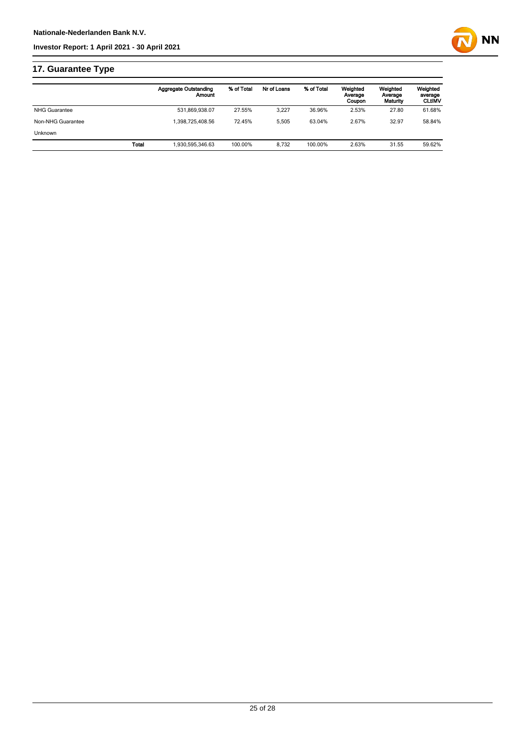## 17. Guarantee Type

| | Aggregate Outstanding Amount | % of Total | Nr of Loans | % of Total | Weighted Average Coupon | Weighted Average Maturity | Weighted average CLtIMV |
|---|---|---|---|---|---|---|---|
| NHG Guarantee | 531,869,938.07 | 27.55% | 3,227 | 36.96% | 2.53% | 27.80 | 61.68% |
| Non-NHG Guarantee | 1,398,725,408.56 | 72.45% | 5,505 | 63.04% | 2.67% | 32.97 | 58.84% |
| Unknown | | | | | | | |
| **Total** | 1,930,595,346.63 | 100.00% | 8,732 | 100.00% | 2.63% | 31.55 | 59.62% |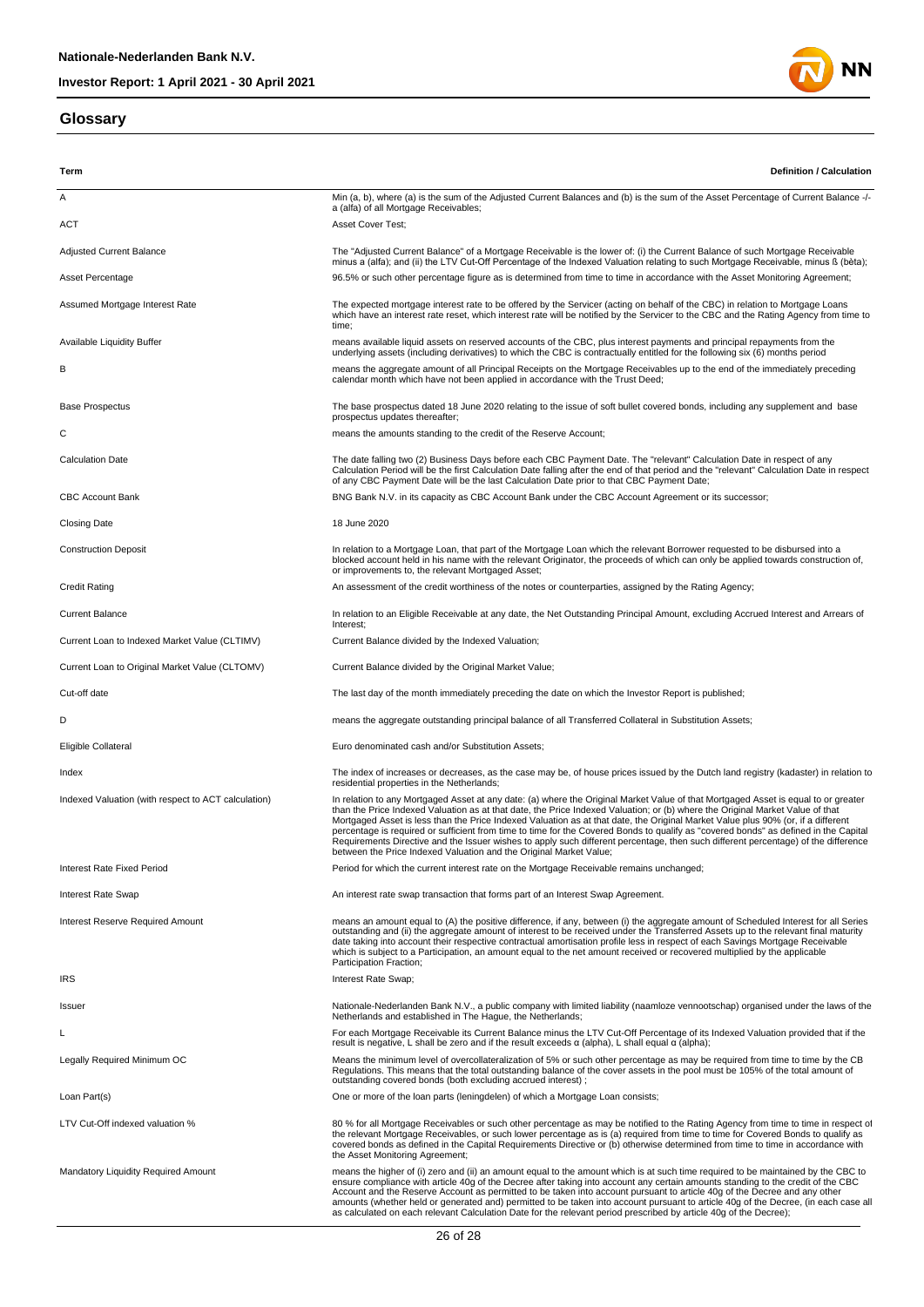## Glossary

| Term | Definition / Calculation |
|---|---|
| A | Min (a, b), where (a) is the sum of the Adjusted Current Balances and (b) is the sum of the Asset Percentage of Current Balance -/- a (alfa) of all Mortgage Receivables; |
| ACT | Asset Cover Test; |
| Adjusted Current Balance | The "Adjusted Current Balance" of a Mortgage Receivable is the lower of: (i) the Current Balance of such Mortgage Receivable minus a (alfa); and (ii) the LTV Cut-Off Percentage of the Indexed Valuation relating to such Mortgage Receivable, minus ß (bèta); |
| Asset Percentage | 96.5% or such other percentage figure as is determined from time to time in accordance with the Asset Monitoring Agreement; |
| Assumed Mortgage Interest Rate | The expected mortgage interest rate to be offered by the Servicer (acting on behalf of the CBC) in relation to Mortgage Loans which have an interest rate reset, which interest rate will be notified by the Servicer to the CBC and the Rating Agency from time to time; |
| Available Liquidity Buffer | means available liquid assets on reserved accounts of the CBC, plus interest payments and principal repayments from the underlying assets (including derivatives) to which the CBC is contractually entitled for the following six (6) months period |
| B | means the aggregate amount of all Principal Receipts on the Mortgage Receivables up to the end of the immediately preceding calendar month which have not been applied in accordance with the Trust Deed; |
| Base Prospectus | The base prospectus dated 18 June 2020 relating to the issue of soft bullet covered bonds, including any supplement and base prospectus updates thereafter; |
| C | means the amounts standing to the credit of the Reserve Account; |
| Calculation Date | The date falling two (2) Business Days before each CBC Payment Date. The "relevant" Calculation Date in respect of any Calculation Period will be the first Calculation Date falling after the end of that period and the "relevant" Calculation Date in respect of any CBC Payment Date will be the last Calculation Date prior to that CBC Payment Date; |
| CBC Account Bank | BNG Bank N.V. in its capacity as CBC Account Bank under the CBC Account Agreement or its successor; |
| Closing Date | 18 June 2020 |
| Construction Deposit | In relation to a Mortgage Loan, that part of the Mortgage Loan which the relevant Borrower requested to be disbursed into a blocked account held in his name with the relevant Originator, the proceeds of which can only be applied towards construction of, or improvements to, the relevant Mortgaged Asset; |
| Credit Rating | An assessment of the credit worthiness of the notes or counterparties, assigned by the Rating Agency; |
| Current Balance | In relation to an Eligible Receivable at any date, the Net Outstanding Principal Amount, excluding Accrued Interest and Arrears of Interest; |
| Current Loan to Indexed Market Value (CLTIMV) | Current Balance divided by the Indexed Valuation; |
| Current Loan to Original Market Value (CLTOMV) | Current Balance divided by the Original Market Value; |
| Cut-off date | The last day of the month immediately preceding the date on which the Investor Report is published; |
| D | means the aggregate outstanding principal balance of all Transferred Collateral in Substitution Assets; |
| Eligible Collateral | Euro denominated cash and/or Substitution Assets; |
| Index | The index of increases or decreases, as the case may be, of house prices issued by the Dutch land registry (kadaster) in relation to residential properties in the Netherlands; |
| Indexed Valuation (with respect to ACT calculation) | In relation to any Mortgaged Asset at any date: (a) where the Original Market Value of that Mortgaged Asset is equal to or greater than the Price Indexed Valuation as at that date, the Price Indexed Valuation; or (b) where the Original Market Value of that Mortgaged Asset is less than the Price Indexed Valuation as at that date, the Original Market Value plus 90% (or, if a different percentage is required or sufficient from time to time for the Covered Bonds to qualify as "covered bonds" as defined in the Capital Requirements Directive and the Issuer wishes to apply such different percentage, then such different percentage) of the difference between the Price Indexed Valuation and the Original Market Value; |
| Interest Rate Fixed Period | Period for which the current interest rate on the Mortgage Receivable remains unchanged; |
| Interest Rate Swap | An interest rate swap transaction that forms part of an Interest Swap Agreement. |
| Interest Reserve Required Amount | means an amount equal to (A) the positive difference, if any, between (i) the aggregate amount of Scheduled Interest for all Series outstanding and (ii) the aggregate amount of interest to be received under the Transferred Assets up to the relevant final maturity date taking into account their respective contractual amortisation profile less in respect of each Savings Mortgage Receivable which is subject to a Participation, an amount equal to the net amount received or recovered multiplied by the applicable Participation Fraction; |
| IRS | Interest Rate Swap; |
| Issuer | Nationale-Nederlanden Bank N.V., a public company with limited liability (naamloze vennootschap) organised under the laws of the Netherlands and established in The Hague, the Netherlands; |
| L | For each Mortgage Receivable its Current Balance minus the LTV Cut-Off Percentage of its Indexed Valuation provided that if the result is negative, L shall be zero and if the result exceeds α (alpha), L shall equal α (alpha); |
| Legally Required Minimum OC | Means the minimum level of overcollateralization of 5% or such other percentage as may be required from time to time by the CB Regulations. This means that the total outstanding balance of the cover assets in the pool must be 105% of the total amount of outstanding covered bonds (both excluding accrued interest) ; |
| Loan Part(s) | One or more of the loan parts (leningdelen) of which a Mortgage Loan consists; |
| LTV Cut-Off indexed valuation % | 80 % for all Mortgage Receivables or such other percentage as may be notified to the Rating Agency from time to time in respect of the relevant Mortgage Receivables, or such lower percentage as is (a) required from time to time for Covered Bonds to qualify as covered bonds as defined in the Capital Requirements Directive or (b) otherwise determined from time to time in accordance with the Asset Monitoring Agreement; |
| Mandatory Liquidity Required Amount | means the higher of (i) zero and (ii) an amount equal to the amount which is at such time required to be maintained by the CBC to ensure compliance with article 40g of the Decree after taking into account any certain amounts standing to the credit of the CBC Account and the Reserve Account as permitted to be taken into account pursuant to article 40g of the Decree and any other amounts (whether held or generated and) permitted to be taken into account pursuant to article 40g of the Decree, (in each case all as calculated on each relevant Calculation Date for the relevant period prescribed by article 40g of the Decree); |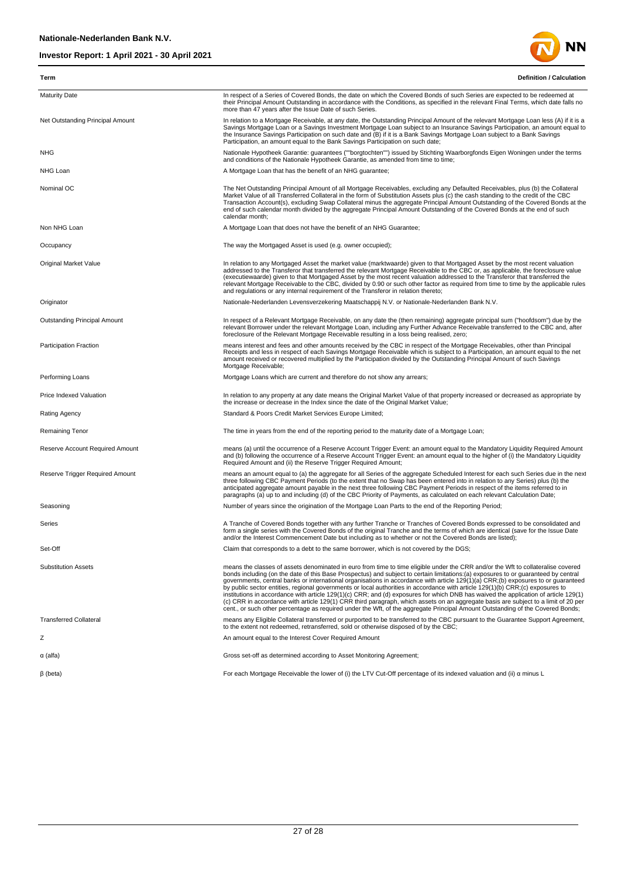| Term | Definition / Calculation |
|---|---|
| Maturity Date | In respect of a Series of Covered Bonds, the date on which the Covered Bonds of such Series are expected to be redeemed at their Principal Amount Outstanding in accordance with the Conditions, as specified in the relevant Final Terms, which date falls no more than 47 years after the Issue Date of such Series. |
| Net Outstanding Principal Amount | In relation to a Mortgage Receivable, at any date, the Outstanding Principal Amount of the relevant Mortgage Loan less (A) if it is a Savings Mortgage Loan or a Savings Investment Mortgage Loan subject to an Insurance Savings Participation, an amount equal to the Insurance Savings Participation on such date and (B) if it is a Bank Savings Mortgage Loan subject to a Bank Savings Participation, an amount equal to the Bank Savings Participation on such date; |
| NHG | Nationale Hypotheek Garantie: guarantees (""borgtochten"") issued by Stichting Waarborgfonds Eigen Woningen under the terms and conditions of the Nationale Hypotheek Garantie, as amended from time to time; |
| NHG Loan | A Mortgage Loan that has the benefit of an NHG guarantee; |
| Nominal OC | The Net Outstanding Principal Amount of all Mortgage Receivables, excluding any Defaulted Receivables, plus (b) the Collateral Market Value of all Transferred Collateral in the form of Substitution Assets plus (c) the cash standing to the credit of the CBC Transaction Account(s), excluding Swap Collateral minus the aggregate Principal Amount Outstanding of the Covered Bonds at the end of such calendar month divided by the aggregate Principal Amount Outstanding of the Covered Bonds at the end of such calendar month; |
| Non NHG Loan | A Mortgage Loan that does not have the benefit of an NHG Guarantee; |
| Occupancy | The way the Mortgaged Asset is used (e.g. owner occupied); |
| Original Market Value | In relation to any Mortgaged Asset the market value (marktwaarde) given to that Mortgaged Asset by the most recent valuation addressed to the Transferor that transferred the relevant Mortgage Receivable to the CBC or, as applicable, the foreclosure value (executiewaarde) given to that Mortgaged Asset by the most recent valuation addressed to the Transferor that transferred the relevant Mortgage Receivable to the CBC, divided by 0.90 or such other factor as required from time to time by the applicable rules and regulations or any internal requirement of the Transferor in relation thereto; |
| Originator | Nationale-Nederlanden Levensverzekering Maatschappij N.V. or Nationale-Nederlanden Bank N.V. |
| Outstanding Principal Amount | In respect of a Relevant Mortgage Receivable, on any date the (then remaining) aggregate principal sum ("hoofdsom") due by the relevant Borrower under the relevant Mortgage Loan, including any Further Advance Receivable transferred to the CBC and, after foreclosure of the Relevant Mortgage Receivable resulting in a loss being realised, zero; |
| Participation Fraction | means interest and fees and other amounts received by the CBC in respect of the Mortgage Receivables, other than Principal Receipts and less in respect of each Savings Mortgage Receivable which is subject to a Participation, an amount equal to the net amount received or recovered multiplied by the Participation divided by the Outstanding Principal Amount of such Savings Mortgage Receivable; |
| Performing Loans | Mortgage Loans which are current and therefore do not show any arrears; |
| Price Indexed Valuation | In relation to any property at any date means the Original Market Value of that property increased or decreased as appropriate by the increase or decrease in the Index since the date of the Original Market Value; |
| Rating Agency | Standard & Poors Credit Market Services Europe Limited; |
| Remaining Tenor | The time in years from the end of the reporting period to the maturity date of a Mortgage Loan; |
| Reserve Account Required Amount | means (a) until the occurrence of a Reserve Account Trigger Event: an amount equal to the Mandatory Liquidity Required Amount and (b) following the occurrence of a Reserve Account Trigger Event: an amount equal to the higher of (i) the Mandatory Liquidity Required Amount and (ii) the Reserve Trigger Required Amount; |
| Reserve Trigger Required Amount | means an amount equal to (a) the aggregate for all Series of the aggregate Scheduled Interest for each such Series due in the next three following CBC Payment Periods (to the extent that no Swap has been entered into in relation to any Series) plus (b) the anticipated aggregate amount payable in the next three following CBC Payment Periods in respect of the items referred to in paragraphs (a) up to and including (d) of the CBC Priority of Payments, as calculated on each relevant Calculation Date; |
| Seasoning | Number of years since the origination of the Mortgage Loan Parts to the end of the Reporting Period; |
| Series | A Tranche of Covered Bonds together with any further Tranche or Tranches of Covered Bonds expressed to be consolidated and form a single series with the Covered Bonds of the original Tranche and the terms of which are identical (save for the Issue Date and/or the Interest Commencement Date but including as to whether or not the Covered Bonds are listed); |
| Set-Off | Claim that corresponds to a debt to the same borrower, which is not covered by the DGS; |
| Substitution Assets | means the classes of assets denominated in euro from time to time eligible under the CRR and/or the Wft to collateralise covered bonds including (on the date of this Base Prospectus) and subject to certain limitations:(a) exposures to or guaranteed by central governments, central banks or international organisations in accordance with article 129(1)(a) CRR;(b) exposures to or guaranteed by public sector entities, regional governments or local authorities in accordance with article 129(1)(b) CRR;(c) exposures to institutions in accordance with article 129(1)(c) CRR; and (d) exposures for which DNB has waived the application of article 129(1)(c) CRR in accordance with article 129(1) CRR third paragraph, which assets on an aggregate basis are subject to a limit of 20 per cent., or such other percentage as required under the Wft, of the aggregate Principal Amount Outstanding of the Covered Bonds; |
| Transferred Collateral | means any Eligible Collateral transferred or purported to be transferred to the CBC pursuant to the Guarantee Support Agreement, to the extent not redeemed, retransferred, sold or otherwise disposed of by the CBC; |
| Z | An amount equal to the Interest Cover Required Amount |
| α (alfa) | Gross set-off as determined according to Asset Monitoring Agreement; |
| β (beta) | For each Mortgage Receivable the lower of (i) the LTV Cut-Off percentage of its indexed valuation and (ii) α minus L |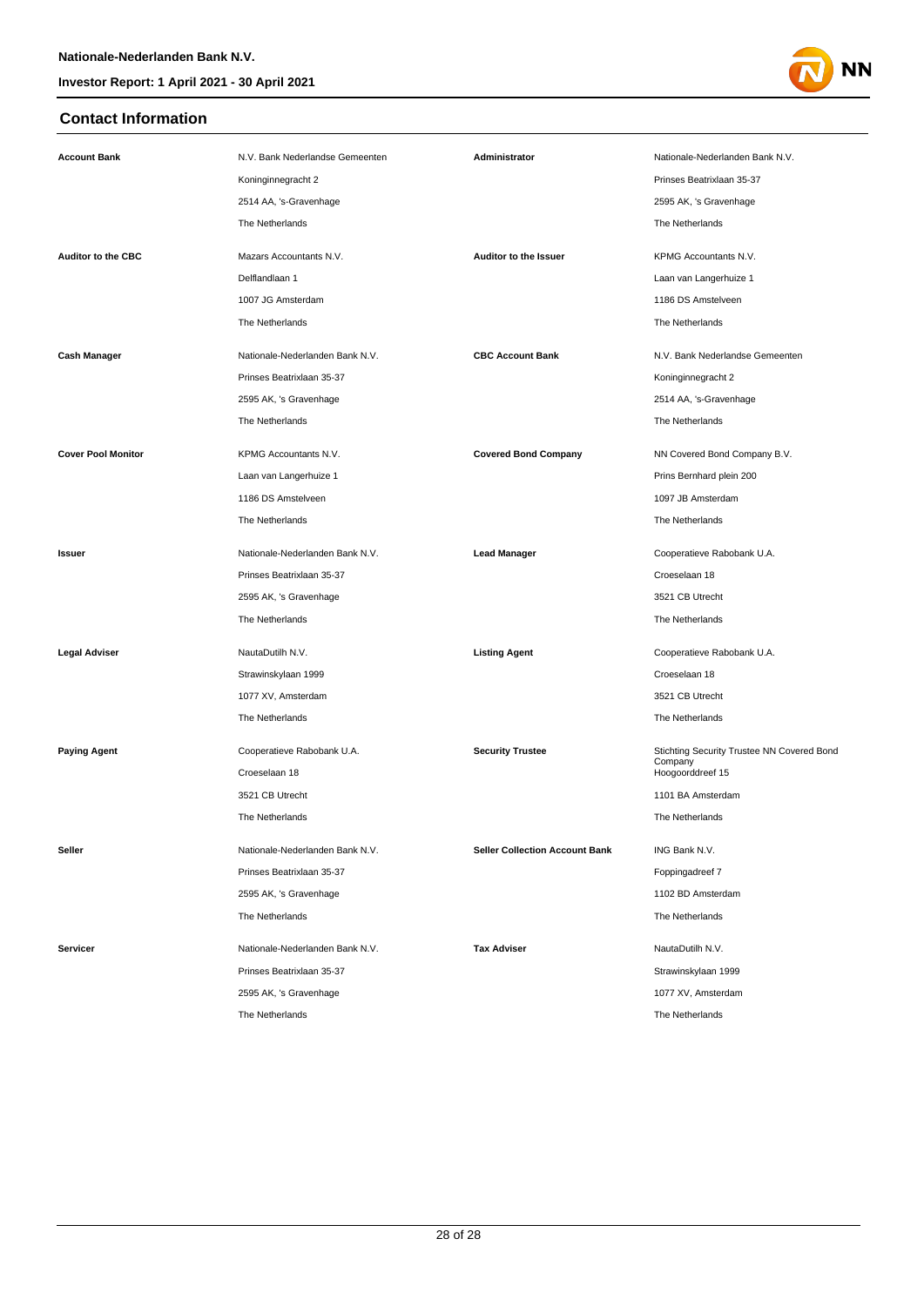## Contact Information

| | | | |
|---|---|---|---|
| **Account Bank** | N.V. Bank Nederlandse Gemeenten<br>Koninginnegracht 2<br>2514 AA, 's-Gravenhage<br>The Netherlands | **Administrator** | Nationale-Nederlanden Bank N.V.<br>Prinses Beatrixlaan 35-37<br>2595 AK, 's Gravenhage<br>The Netherlands |
| **Auditor to the CBC** | Mazars Accountants N.V.<br>Delflandlaan 1<br>1007 JG Amsterdam<br>The Netherlands | **Auditor to the Issuer** | KPMG Accountants N.V.<br>Laan van Langerhuize 1<br>1186 DS Amstelveen<br>The Netherlands |
| **Cash Manager** | Nationale-Nederlanden Bank N.V.<br>Prinses Beatrixlaan 35-37<br>2595 AK, 's Gravenhage<br>The Netherlands | **CBC Account Bank** | N.V. Bank Nederlandse Gemeenten<br>Koninginnegracht 2<br>2514 AA, 's-Gravenhage<br>The Netherlands |
| **Cover Pool Monitor** | KPMG Accountants N.V.<br>Laan van Langerhuize 1<br>1186 DS Amstelveen<br>The Netherlands | **Covered Bond Company** | NN Covered Bond Company B.V.<br>Prins Bernhard plein 200<br>1097 JB Amsterdam<br>The Netherlands |
| **Issuer** | Nationale-Nederlanden Bank N.V.<br>Prinses Beatrixlaan 35-37<br>2595 AK, 's Gravenhage<br>The Netherlands | **Lead Manager** | Cooperatieve Rabobank U.A.<br>Croeselaan 18<br>3521 CB Utrecht<br>The Netherlands |
| **Legal Adviser** | NautaDutilh N.V.<br>Strawinskylaan 1999<br>1077 XV, Amsterdam<br>The Netherlands | **Listing Agent** | Cooperatieve Rabobank U.A.<br>Croeselaan 18<br>3521 CB Utrecht<br>The Netherlands |
| **Paying Agent** | Cooperatieve Rabobank U.A.<br>Croeselaan 18<br>3521 CB Utrecht<br>The Netherlands | **Security Trustee** | Stichting Security Trustee NN Covered Bond Company<br>Hoogoorddreef 15<br>1101 BA Amsterdam<br>The Netherlands |
| **Seller** | Nationale-Nederlanden Bank N.V.<br>Prinses Beatrixlaan 35-37<br>2595 AK, 's Gravenhage<br>The Netherlands | **Seller Collection Account Bank** | ING Bank N.V.<br>Foppingadreef 7<br>1102 BD Amsterdam<br>The Netherlands |
| **Servicer** | Nationale-Nederlanden Bank N.V.<br>Prinses Beatrixlaan 35-37<br>2595 AK, 's Gravenhage<br>The Netherlands | **Tax Adviser** | NautaDutilh N.V.<br>Strawinskylaan 1999<br>1077 XV, Amsterdam<br>The Netherlands |